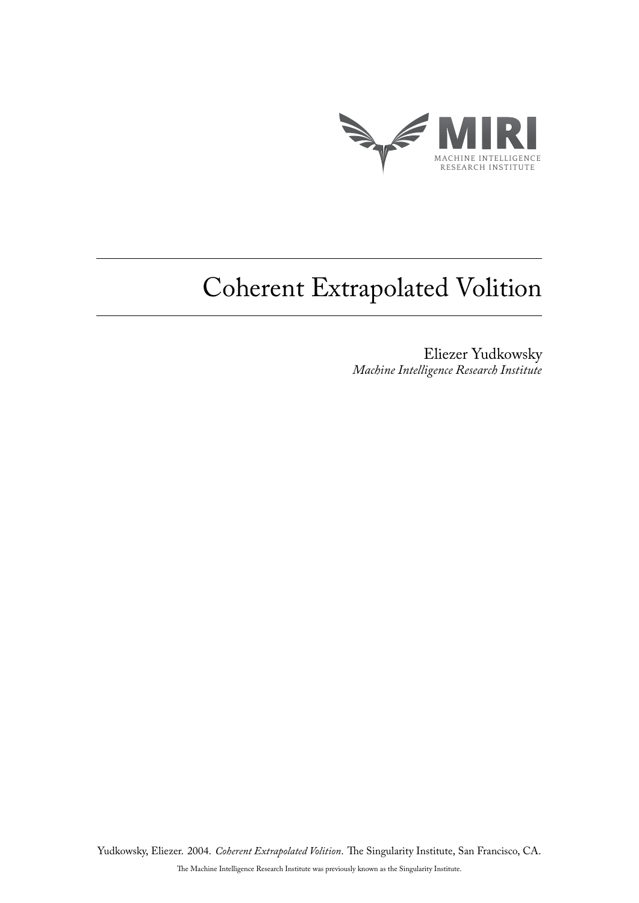MIRI

MACHINE INTELLIGENCE RESEARCH INSTITUTE

# Coherent Extrapolated Volition

Eliezer Yudkowsky
*Machine Intelligence Research Institute*

Yudkowsky, Eliezer. 2004. *Coherent Extrapolated Volition*. The Singularity Institute, San Francisco, CA.

The Machine Intelligence Research Institute was previously known as the Singularity Institute.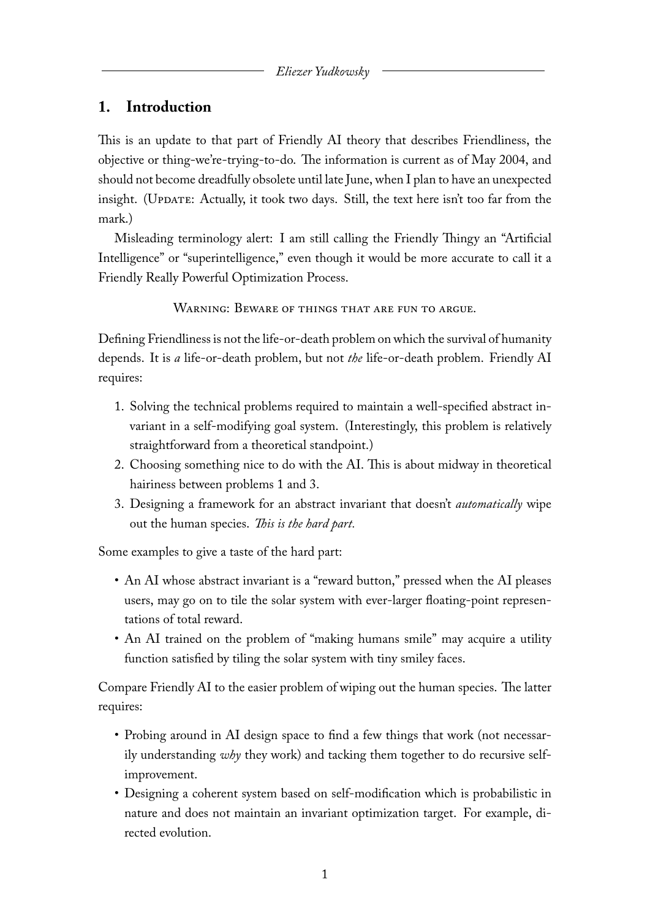## 1. Introduction

This is an update to that part of Friendly AI theory that describes Friendliness, the objective or thing-we're-trying-to-do. The information is current as of May 2004, and should not become dreadfully obsolete until late June, when I plan to have an unexpected insight. (Update: Actually, it took two days. Still, the text here isn't too far from the mark.)

Misleading terminology alert: I am still calling the Friendly Thingy an "Artificial Intelligence" or "superintelligence," even though it would be more accurate to call it a Friendly Really Powerful Optimization Process.

Warning: Beware of things that are fun to argue.

Defining Friendliness is not the life-or-death problem on which the survival of humanity depends. It is *a* life-or-death problem, but not *the* life-or-death problem. Friendly AI requires:

1. Solving the technical problems required to maintain a well-specified abstract invariant in a self-modifying goal system. (Interestingly, this problem is relatively straightforward from a theoretical standpoint.)
2. Choosing something nice to do with the AI. This is about midway in theoretical hairiness between problems 1 and 3.
3. Designing a framework for an abstract invariant that doesn't *automatically* wipe out the human species. *This is the hard part.*

Some examples to give a taste of the hard part:

- An AI whose abstract invariant is a "reward button," pressed when the AI pleases users, may go on to tile the solar system with ever-larger floating-point representations of total reward.
- An AI trained on the problem of "making humans smile" may acquire a utility function satisfied by tiling the solar system with tiny smiley faces.

Compare Friendly AI to the easier problem of wiping out the human species. The latter requires:

- Probing around in AI design space to find a few things that work (not necessarily understanding *why* they work) and tacking them together to do recursive self-improvement.
- Designing a coherent system based on self-modification which is probabilistic in nature and does not maintain an invariant optimization target. For example, directed evolution.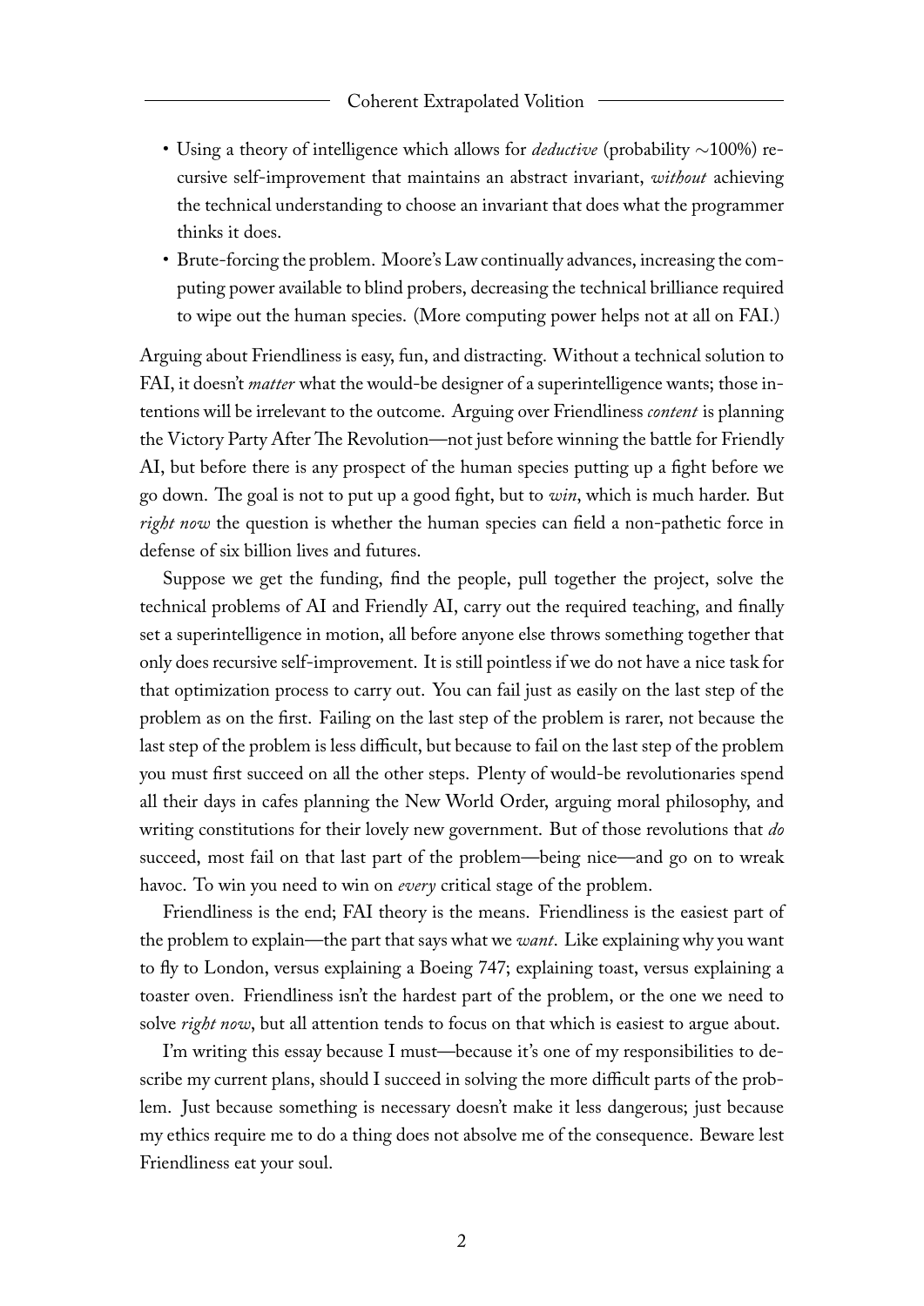- Using a theory of intelligence which allows for *deductive* (probability $\sim$100%) recursive self-improvement that maintains an abstract invariant, *without* achieving the technical understanding to choose an invariant that does what the programmer thinks it does.
- Brute-forcing the problem. Moore's Law continually advances, increasing the computing power available to blind probers, decreasing the technical brilliance required to wipe out the human species. (More computing power helps not at all on FAI.)

Arguing about Friendliness is easy, fun, and distracting. Without a technical solution to FAI, it doesn't *matter* what the would-be designer of a superintelligence wants; those intentions will be irrelevant to the outcome. Arguing over Friendliness *content* is planning the Victory Party After The Revolution—not just before winning the battle for Friendly AI, but before there is any prospect of the human species putting up a fight before we go down. The goal is not to put up a good fight, but to *win*, which is much harder. But *right now* the question is whether the human species can field a non-pathetic force in defense of six billion lives and futures.

Suppose we get the funding, find the people, pull together the project, solve the technical problems of AI and Friendly AI, carry out the required teaching, and finally set a superintelligence in motion, all before anyone else throws something together that only does recursive self-improvement. It is still pointless if we do not have a nice task for that optimization process to carry out. You can fail just as easily on the last step of the problem as on the first. Failing on the last step of the problem is rarer, not because the last step of the problem is less difficult, but because to fail on the last step of the problem you must first succeed on all the other steps. Plenty of would-be revolutionaries spend all their days in cafes planning the New World Order, arguing moral philosophy, and writing constitutions for their lovely new government. But of those revolutions that *do* succeed, most fail on that last part of the problem—being nice—and go on to wreak havoc. To win you need to win on *every* critical stage of the problem.

Friendliness is the end; FAI theory is the means. Friendliness is the easiest part of the problem to explain—the part that says what we *want*. Like explaining why you want to fly to London, versus explaining a Boeing 747; explaining toast, versus explaining a toaster oven. Friendliness isn't the hardest part of the problem, or the one we need to solve *right now*, but all attention tends to focus on that which is easiest to argue about.

I'm writing this essay because I must—because it's one of my responsibilities to describe my current plans, should I succeed in solving the more difficult parts of the problem. Just because something is necessary doesn't make it less dangerous; just because my ethics require me to do a thing does not absolve me of the consequence. Beware lest Friendliness eat your soul.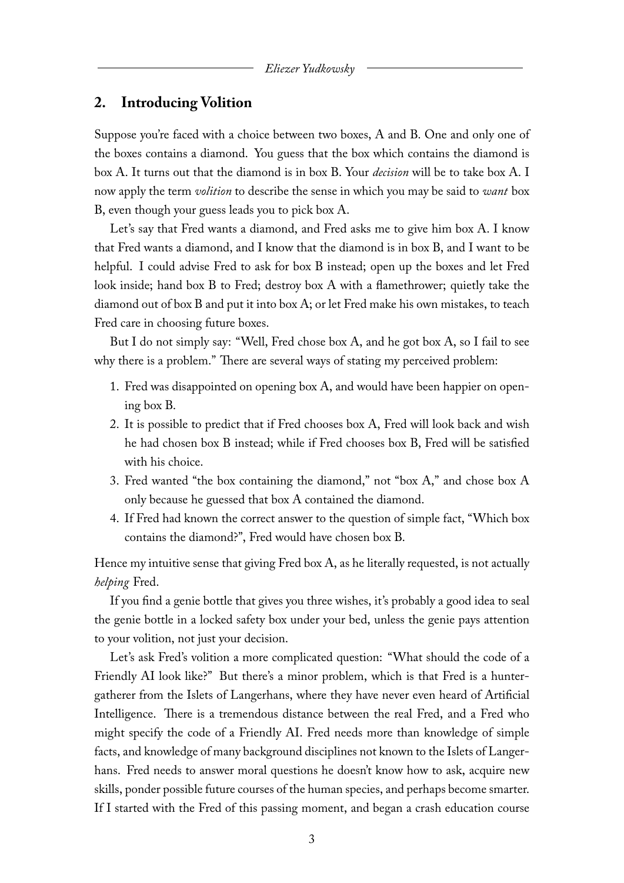## 2. Introducing Volition

Suppose you're faced with a choice between two boxes, A and B. One and only one of the boxes contains a diamond. You guess that the box which contains the diamond is box A. It turns out that the diamond is in box B. Your *decision* will be to take box A. I now apply the term *volition* to describe the sense in which you may be said to *want* box B, even though your guess leads you to pick box A.

Let's say that Fred wants a diamond, and Fred asks me to give him box A. I know that Fred wants a diamond, and I know that the diamond is in box B, and I want to be helpful. I could advise Fred to ask for box B instead; open up the boxes and let Fred look inside; hand box B to Fred; destroy box A with a flamethrower; quietly take the diamond out of box B and put it into box A; or let Fred make his own mistakes, to teach Fred care in choosing future boxes.

But I do not simply say: "Well, Fred chose box A, and he got box A, so I fail to see why there is a problem." There are several ways of stating my perceived problem:

1. Fred was disappointed on opening box A, and would have been happier on opening box B.
2. It is possible to predict that if Fred chooses box A, Fred will look back and wish he had chosen box B instead; while if Fred chooses box B, Fred will be satisfied with his choice.
3. Fred wanted "the box containing the diamond," not "box A," and chose box A only because he guessed that box A contained the diamond.
4. If Fred had known the correct answer to the question of simple fact, "Which box contains the diamond?", Fred would have chosen box B.

Hence my intuitive sense that giving Fred box A, as he literally requested, is not actually *helping* Fred.

If you find a genie bottle that gives you three wishes, it's probably a good idea to seal the genie bottle in a locked safety box under your bed, unless the genie pays attention to your volition, not just your decision.

Let's ask Fred's volition a more complicated question: "What should the code of a Friendly AI look like?" But there's a minor problem, which is that Fred is a hunter-gatherer from the Islets of Langerhans, where they have never even heard of Artificial Intelligence. There is a tremendous distance between the real Fred, and a Fred who might specify the code of a Friendly AI. Fred needs more than knowledge of simple facts, and knowledge of many background disciplines not known to the Islets of Langerhans. Fred needs to answer moral questions he doesn't know how to ask, acquire new skills, ponder possible future courses of the human species, and perhaps become smarter. If I started with the Fred of this passing moment, and began a crash education course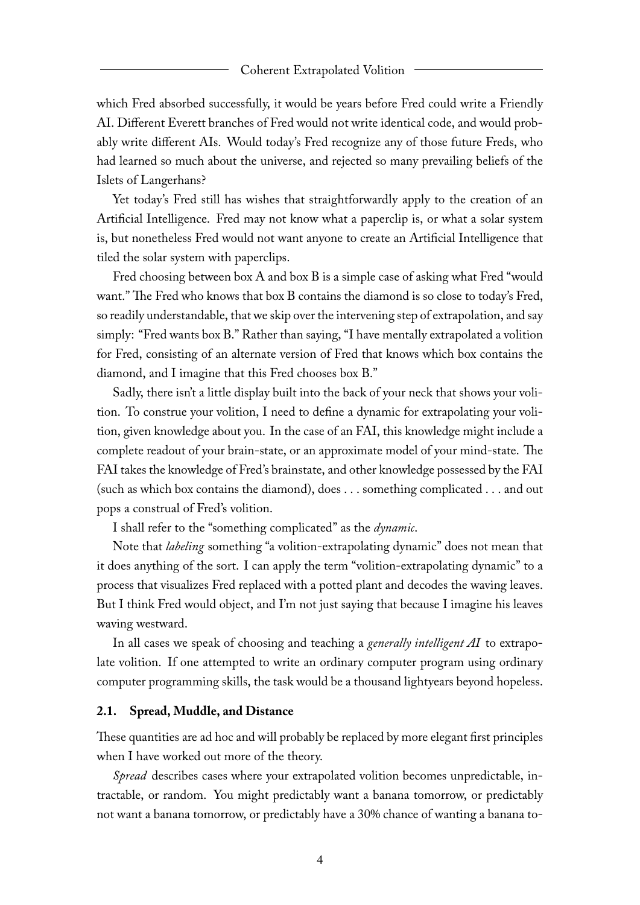which Fred absorbed successfully, it would be years before Fred could write a Friendly AI. Different Everett branches of Fred would not write identical code, and would probably write different AIs. Would today's Fred recognize any of those future Freds, who had learned so much about the universe, and rejected so many prevailing beliefs of the Islets of Langerhans?

Yet today's Fred still has wishes that straightforwardly apply to the creation of an Artificial Intelligence. Fred may not know what a paperclip is, or what a solar system is, but nonetheless Fred would not want anyone to create an Artificial Intelligence that tiled the solar system with paperclips.

Fred choosing between box A and box B is a simple case of asking what Fred "would want." The Fred who knows that box B contains the diamond is so close to today's Fred, so readily understandable, that we skip over the intervening step of extrapolation, and say simply: "Fred wants box B." Rather than saying, "I have mentally extrapolated a volition for Fred, consisting of an alternate version of Fred that knows which box contains the diamond, and I imagine that this Fred chooses box B."

Sadly, there isn't a little display built into the back of your neck that shows your volition. To construe your volition, I need to define a dynamic for extrapolating your volition, given knowledge about you. In the case of an FAI, this knowledge might include a complete readout of your brain-state, or an approximate model of your mind-state. The FAI takes the knowledge of Fred's brainstate, and other knowledge possessed by the FAI (such as which box contains the diamond), does . . . something complicated . . . and out pops a construal of Fred's volition.

I shall refer to the "something complicated" as the *dynamic*.

Note that *labeling* something "a volition-extrapolating dynamic" does not mean that it does anything of the sort. I can apply the term "volition-extrapolating dynamic" to a process that visualizes Fred replaced with a potted plant and decodes the waving leaves. But I think Fred would object, and I'm not just saying that because I imagine his leaves waving westward.

In all cases we speak of choosing and teaching a *generally intelligent AI* to extrapolate volition. If one attempted to write an ordinary computer program using ordinary computer programming skills, the task would be a thousand lightyears beyond hopeless.

### 2.1. Spread, Muddle, and Distance

These quantities are ad hoc and will probably be replaced by more elegant first principles when I have worked out more of the theory.

*Spread* describes cases where your extrapolated volition becomes unpredictable, intractable, or random. You might predictably want a banana tomorrow, or predictably not want a banana tomorrow, or predictably have a 30% chance of wanting a banana to-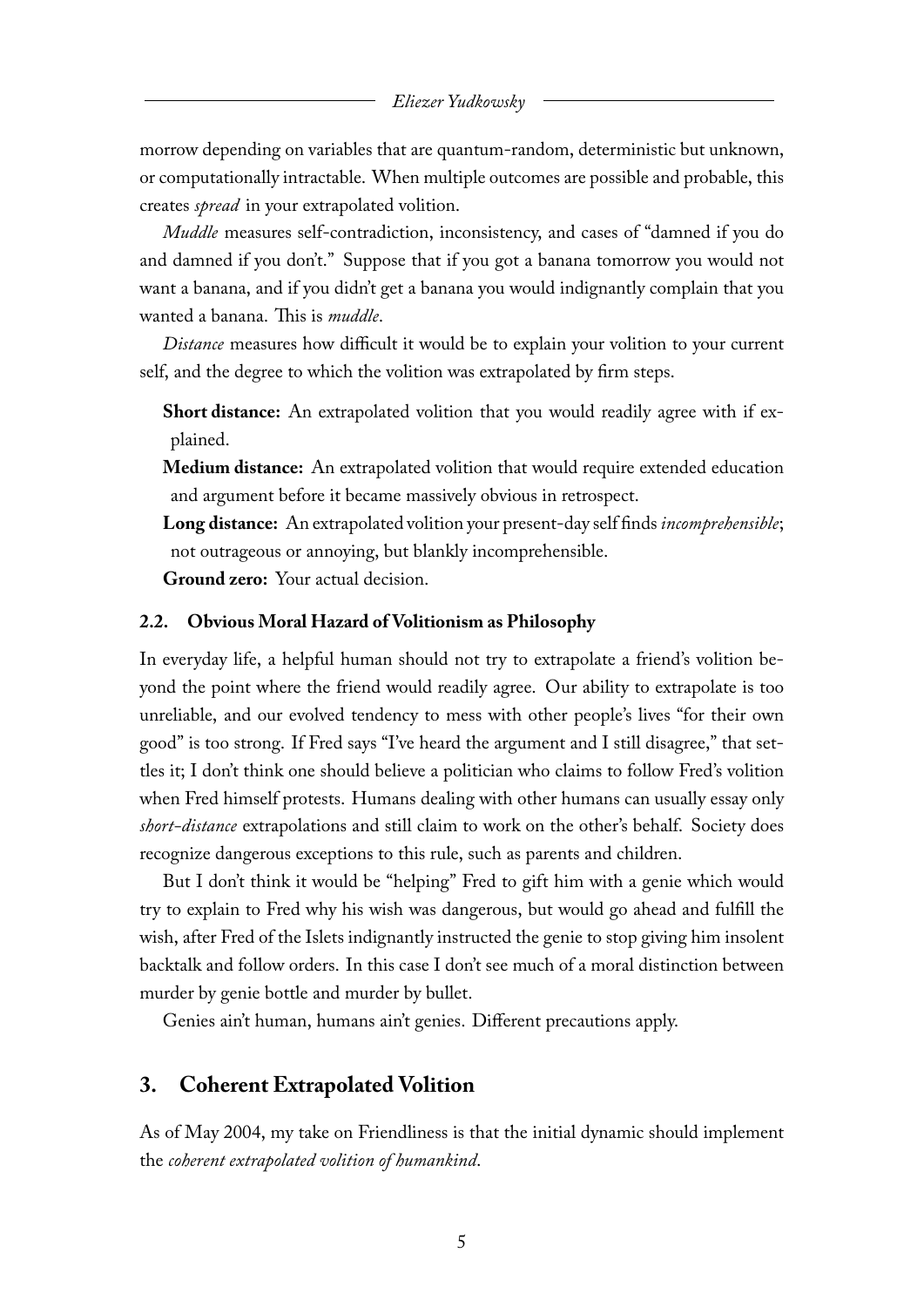morrow depending on variables that are quantum-random, deterministic but unknown, or computationally intractable. When multiple outcomes are possible and probable, this creates *spread* in your extrapolated volition.

*Muddle* measures self-contradiction, inconsistency, and cases of "damned if you do and damned if you don't." Suppose that if you got a banana tomorrow you would not want a banana, and if you didn't get a banana you would indignantly complain that you wanted a banana. This is *muddle*.

*Distance* measures how difficult it would be to explain your volition to your current self, and the degree to which the volition was extrapolated by firm steps.

**Short distance:** An extrapolated volition that you would readily agree with if explained.

**Medium distance:** An extrapolated volition that would require extended education and argument before it became massively obvious in retrospect.

**Long distance:** An extrapolated volition your present-day self finds *incomprehensible*; not outrageous or annoying, but blankly incomprehensible.

**Ground zero:** Your actual decision.

### 2.2. Obvious Moral Hazard of Volitionism as Philosophy

In everyday life, a helpful human should not try to extrapolate a friend's volition beyond the point where the friend would readily agree. Our ability to extrapolate is too unreliable, and our evolved tendency to mess with other people's lives "for their own good" is too strong. If Fred says "I've heard the argument and I still disagree," that settles it; I don't think one should believe a politician who claims to follow Fred's volition when Fred himself protests. Humans dealing with other humans can usually essay only *short-distance* extrapolations and still claim to work on the other's behalf. Society does recognize dangerous exceptions to this rule, such as parents and children.

But I don't think it would be "helping" Fred to gift him with a genie which would try to explain to Fred why his wish was dangerous, but would go ahead and fulfill the wish, after Fred of the Islets indignantly instructed the genie to stop giving him insolent backtalk and follow orders. In this case I don't see much of a moral distinction between murder by genie bottle and murder by bullet.

Genies ain't human, humans ain't genies. Different precautions apply.

## 3. Coherent Extrapolated Volition

As of May 2004, my take on Friendliness is that the initial dynamic should implement the *coherent extrapolated volition of humankind*.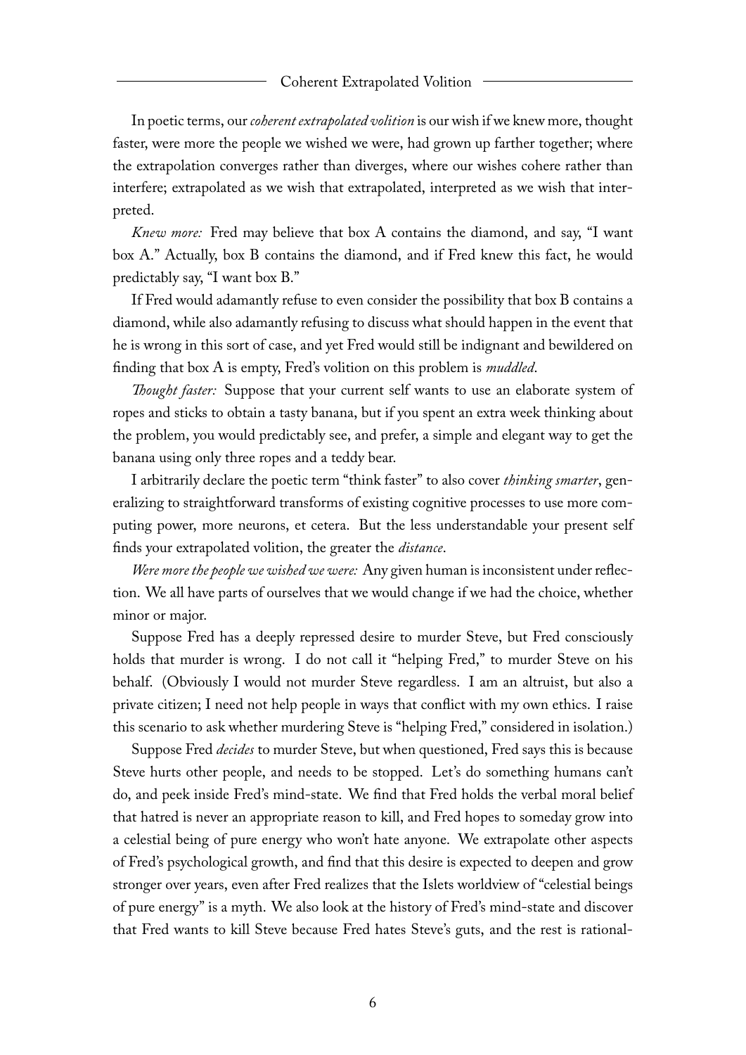In poetic terms, our *coherent extrapolated volition* is our wish if we knew more, thought faster, were more the people we wished we were, had grown up farther together; where the extrapolation converges rather than diverges, where our wishes cohere rather than interfere; extrapolated as we wish that extrapolated, interpreted as we wish that interpreted.

*Knew more:* Fred may believe that box A contains the diamond, and say, "I want box A." Actually, box B contains the diamond, and if Fred knew this fact, he would predictably say, "I want box B."

If Fred would adamantly refuse to even consider the possibility that box B contains a diamond, while also adamantly refusing to discuss what should happen in the event that he is wrong in this sort of case, and yet Fred would still be indignant and bewildered on finding that box A is empty, Fred's volition on this problem is *muddled*.

*Thought faster:* Suppose that your current self wants to use an elaborate system of ropes and sticks to obtain a tasty banana, but if you spent an extra week thinking about the problem, you would predictably see, and prefer, a simple and elegant way to get the banana using only three ropes and a teddy bear.

I arbitrarily declare the poetic term "think faster" to also cover *thinking smarter*, generalizing to straightforward transforms of existing cognitive processes to use more computing power, more neurons, et cetera. But the less understandable your present self finds your extrapolated volition, the greater the *distance*.

*Were more the people we wished we were:* Any given human is inconsistent under reflection. We all have parts of ourselves that we would change if we had the choice, whether minor or major.

Suppose Fred has a deeply repressed desire to murder Steve, but Fred consciously holds that murder is wrong. I do not call it "helping Fred," to murder Steve on his behalf. (Obviously I would not murder Steve regardless. I am an altruist, but also a private citizen; I need not help people in ways that conflict with my own ethics. I raise this scenario to ask whether murdering Steve is "helping Fred," considered in isolation.)

Suppose Fred *decides* to murder Steve, but when questioned, Fred says this is because Steve hurts other people, and needs to be stopped. Let's do something humans can't do, and peek inside Fred's mind-state. We find that Fred holds the verbal moral belief that hatred is never an appropriate reason to kill, and Fred hopes to someday grow into a celestial being of pure energy who won't hate anyone. We extrapolate other aspects of Fred's psychological growth, and find that this desire is expected to deepen and grow stronger over years, even after Fred realizes that the Islets worldview of "celestial beings of pure energy" is a myth. We also look at the history of Fred's mind-state and discover that Fred wants to kill Steve because Fred hates Steve's guts, and the rest is rational-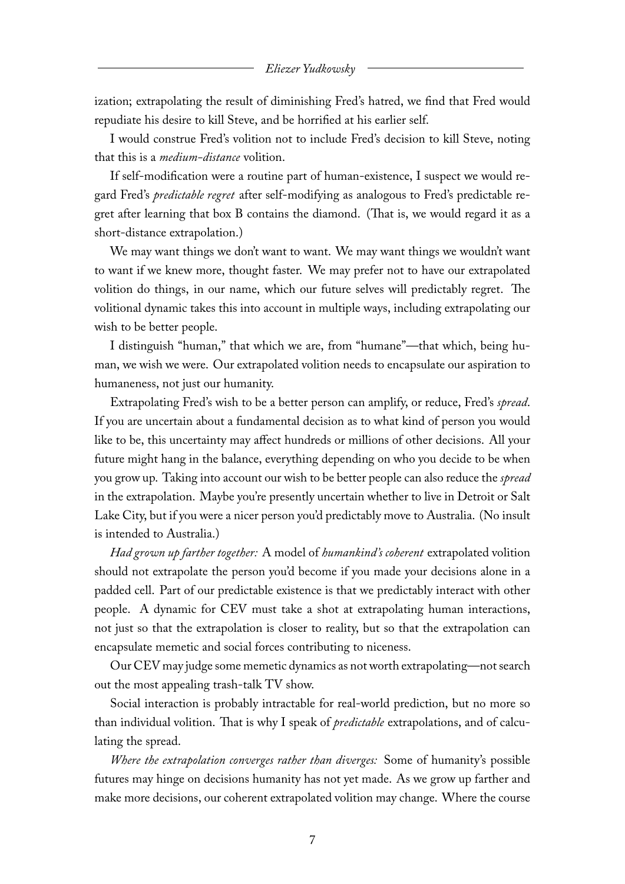ization; extrapolating the result of diminishing Fred's hatred, we find that Fred would repudiate his desire to kill Steve, and be horrified at his earlier self.

I would construe Fred's volition not to include Fred's decision to kill Steve, noting that this is a *medium-distance* volition.

If self-modification were a routine part of human-existence, I suspect we would regard Fred's *predictable regret* after self-modifying as analogous to Fred's predictable regret after learning that box B contains the diamond. (That is, we would regard it as a short-distance extrapolation.)

We may want things we don't want to want. We may want things we wouldn't want to want if we knew more, thought faster. We may prefer not to have our extrapolated volition do things, in our name, which our future selves will predictably regret. The volitional dynamic takes this into account in multiple ways, including extrapolating our wish to be better people.

I distinguish "human," that which we are, from "humane"—that which, being human, we wish we were. Our extrapolated volition needs to encapsulate our aspiration to humaneness, not just our humanity.

Extrapolating Fred's wish to be a better person can amplify, or reduce, Fred's *spread*. If you are uncertain about a fundamental decision as to what kind of person you would like to be, this uncertainty may affect hundreds or millions of other decisions. All your future might hang in the balance, everything depending on who you decide to be when you grow up. Taking into account our wish to be better people can also reduce the *spread* in the extrapolation. Maybe you're presently uncertain whether to live in Detroit or Salt Lake City, but if you were a nicer person you'd predictably move to Australia. (No insult is intended to Australia.)

*Had grown up farther together:* A model of *humankind's coherent* extrapolated volition should not extrapolate the person you'd become if you made your decisions alone in a padded cell. Part of our predictable existence is that we predictably interact with other people. A dynamic for CEV must take a shot at extrapolating human interactions, not just so that the extrapolation is closer to reality, but so that the extrapolation can encapsulate memetic and social forces contributing to niceness.

Our CEV may judge some memetic dynamics as not worth extrapolating—not search out the most appealing trash-talk TV show.

Social interaction is probably intractable for real-world prediction, but no more so than individual volition. That is why I speak of *predictable* extrapolations, and of calculating the spread.

*Where the extrapolation converges rather than diverges:* Some of humanity's possible futures may hinge on decisions humanity has not yet made. As we grow up farther and make more decisions, our coherent extrapolated volition may change. Where the course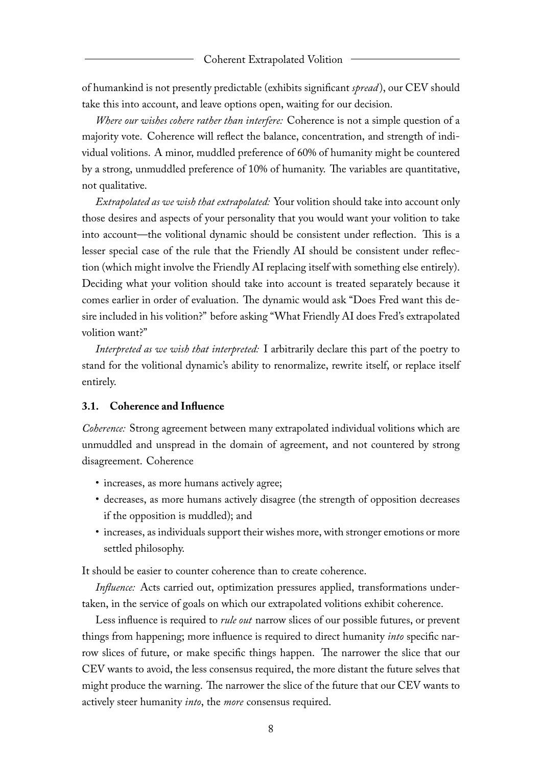of humankind is not presently predictable (exhibits significant *spread*), our CEV should take this into account, and leave options open, waiting for our decision.

*Where our wishes cohere rather than interfere:* Coherence is not a simple question of a majority vote. Coherence will reflect the balance, concentration, and strength of individual volitions. A minor, muddled preference of 60% of humanity might be countered by a strong, unmuddled preference of 10% of humanity. The variables are quantitative, not qualitative.

*Extrapolated as we wish that extrapolated:* Your volition should take into account only those desires and aspects of your personality that you would want your volition to take into account—the volitional dynamic should be consistent under reflection. This is a lesser special case of the rule that the Friendly AI should be consistent under reflection (which might involve the Friendly AI replacing itself with something else entirely). Deciding what your volition should take into account is treated separately because it comes earlier in order of evaluation. The dynamic would ask "Does Fred want this desire included in his volition?" before asking "What Friendly AI does Fred's extrapolated volition want?"

*Interpreted as we wish that interpreted:* I arbitrarily declare this part of the poetry to stand for the volitional dynamic's ability to renormalize, rewrite itself, or replace itself entirely.

### 3.1. Coherence and Influence

*Coherence:* Strong agreement between many extrapolated individual volitions which are unmuddled and unspread in the domain of agreement, and not countered by strong disagreement. Coherence

- increases, as more humans actively agree;
- decreases, as more humans actively disagree (the strength of opposition decreases if the opposition is muddled); and
- increases, as individuals support their wishes more, with stronger emotions or more settled philosophy.

It should be easier to counter coherence than to create coherence.

*Influence:* Acts carried out, optimization pressures applied, transformations undertaken, in the service of goals on which our extrapolated volitions exhibit coherence.

Less influence is required to *rule out* narrow slices of our possible futures, or prevent things from happening; more influence is required to direct humanity *into* specific narrow slices of future, or make specific things happen. The narrower the slice that our CEV wants to avoid, the less consensus required, the more distant the future selves that might produce the warning. The narrower the slice of the future that our CEV wants to actively steer humanity *into*, the *more* consensus required.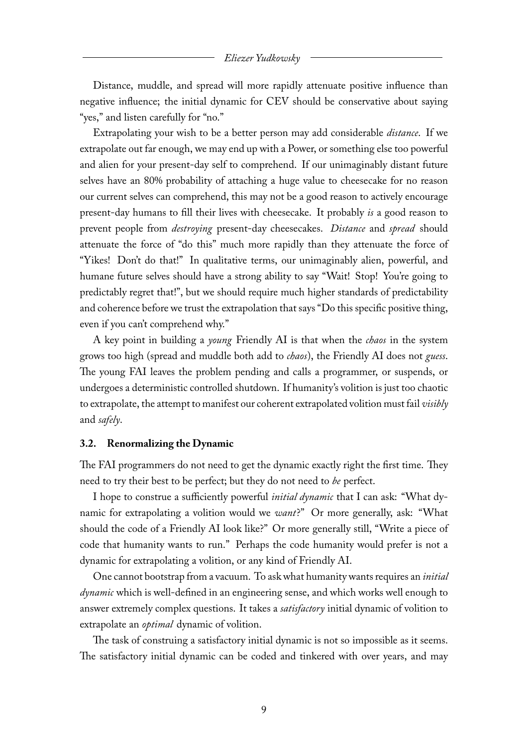Distance, muddle, and spread will more rapidly attenuate positive influence than negative influence; the initial dynamic for CEV should be conservative about saying "yes," and listen carefully for "no."

Extrapolating your wish to be a better person may add considerable *distance*. If we extrapolate out far enough, we may end up with a Power, or something else too powerful and alien for your present-day self to comprehend. If our unimaginably distant future selves have an 80% probability of attaching a huge value to cheesecake for no reason our current selves can comprehend, this may not be a good reason to actively encourage present-day humans to fill their lives with cheesecake. It probably *is* a good reason to prevent people from *destroying* present-day cheesecakes. *Distance* and *spread* should attenuate the force of "do this" much more rapidly than they attenuate the force of "Yikes! Don't do that!" In qualitative terms, our unimaginably alien, powerful, and humane future selves should have a strong ability to say "Wait! Stop! You're going to predictably regret that!", but we should require much higher standards of predictability and coherence before we trust the extrapolation that says "Do this specific positive thing, even if you can't comprehend why."

A key point in building a *young* Friendly AI is that when the *chaos* in the system grows too high (spread and muddle both add to *chaos*), the Friendly AI does not *guess*. The young FAI leaves the problem pending and calls a programmer, or suspends, or undergoes a deterministic controlled shutdown. If humanity's volition is just too chaotic to extrapolate, the attempt to manifest our coherent extrapolated volition must fail *visibly* and *safely*.

### 3.2. Renormalizing the Dynamic

The FAI programmers do not need to get the dynamic exactly right the first time. They need to try their best to be perfect; but they do not need to *be* perfect.

I hope to construe a sufficiently powerful *initial dynamic* that I can ask: "What dynamic for extrapolating a volition would we *want*?" Or more generally, ask: "What should the code of a Friendly AI look like?" Or more generally still, "Write a piece of code that humanity wants to run." Perhaps the code humanity would prefer is not a dynamic for extrapolating a volition, or any kind of Friendly AI.

One cannot bootstrap from a vacuum. To ask what humanity wants requires an *initial dynamic* which is well-defined in an engineering sense, and which works well enough to answer extremely complex questions. It takes a *satisfactory* initial dynamic of volition to extrapolate an *optimal* dynamic of volition.

The task of construing a satisfactory initial dynamic is not so impossible as it seems. The satisfactory initial dynamic can be coded and tinkered with over years, and may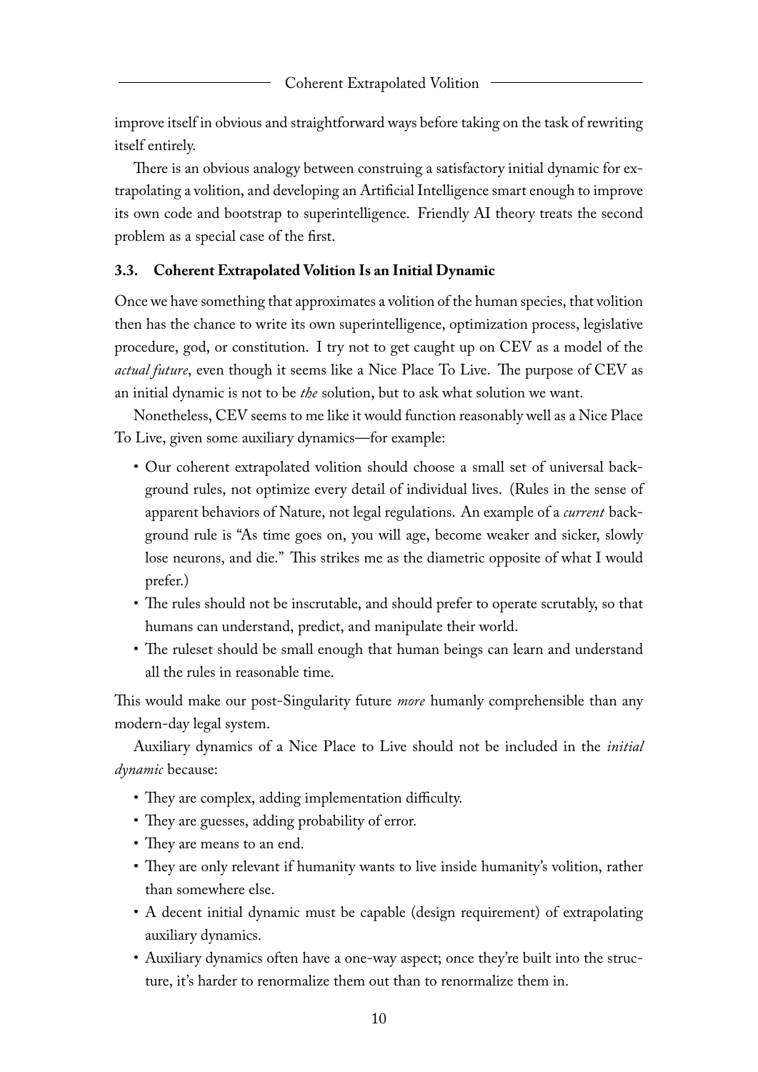improve itself in obvious and straightforward ways before taking on the task of rewriting itself entirely.

There is an obvious analogy between construing a satisfactory initial dynamic for extrapolating a volition, and developing an Artificial Intelligence smart enough to improve its own code and bootstrap to superintelligence. Friendly AI theory treats the second problem as a special case of the first.

### 3.3. Coherent Extrapolated Volition Is an Initial Dynamic

Once we have something that approximates a volition of the human species, that volition then has the chance to write its own superintelligence, optimization process, legislative procedure, god, or constitution. I try not to get caught up on CEV as a model of the *actual future*, even though it seems like a Nice Place To Live. The purpose of CEV as an initial dynamic is not to be *the* solution, but to ask what solution we want.

Nonetheless, CEV seems to me like it would function reasonably well as a Nice Place To Live, given some auxiliary dynamics—for example:

- Our coherent extrapolated volition should choose a small set of universal background rules, not optimize every detail of individual lives. (Rules in the sense of apparent behaviors of Nature, not legal regulations. An example of a *current* background rule is "As time goes on, you will age, become weaker and sicker, slowly lose neurons, and die." This strikes me as the diametric opposite of what I would prefer.)
- The rules should not be inscrutable, and should prefer to operate scrutably, so that humans can understand, predict, and manipulate their world.
- The ruleset should be small enough that human beings can learn and understand all the rules in reasonable time.

This would make our post-Singularity future *more* humanly comprehensible than any modern-day legal system.

Auxiliary dynamics of a Nice Place to Live should not be included in the *initial dynamic* because:

- They are complex, adding implementation difficulty.
- They are guesses, adding probability of error.
- They are means to an end.
- They are only relevant if humanity wants to live inside humanity's volition, rather than somewhere else.
- A decent initial dynamic must be capable (design requirement) of extrapolating auxiliary dynamics.
- Auxiliary dynamics often have a one-way aspect; once they're built into the structure, it's harder to renormalize them out than to renormalize them in.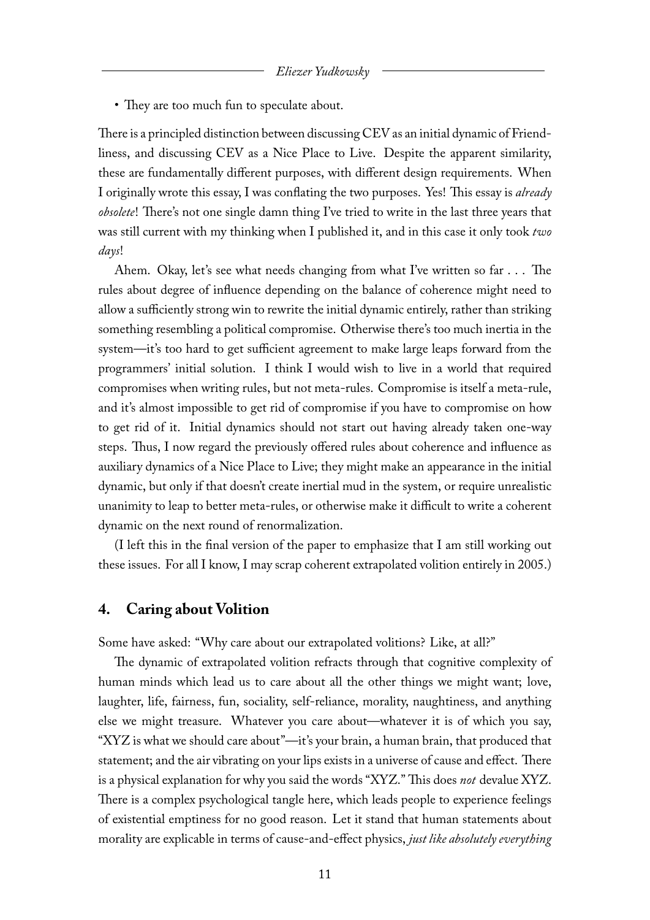- They are too much fun to speculate about.

There is a principled distinction between discussing CEV as an initial dynamic of Friendliness, and discussing CEV as a Nice Place to Live. Despite the apparent similarity, these are fundamentally different purposes, with different design requirements. When I originally wrote this essay, I was conflating the two purposes. Yes! This essay is *already obsolete*! There's not one single damn thing I've tried to write in the last three years that was still current with my thinking when I published it, and in this case it only took *two days*!

Ahem. Okay, let's see what needs changing from what I've written so far . . . The rules about degree of influence depending on the balance of coherence might need to allow a sufficiently strong win to rewrite the initial dynamic entirely, rather than striking something resembling a political compromise. Otherwise there's too much inertia in the system—it's too hard to get sufficient agreement to make large leaps forward from the programmers' initial solution. I think I would wish to live in a world that required compromises when writing rules, but not meta-rules. Compromise is itself a meta-rule, and it's almost impossible to get rid of compromise if you have to compromise on how to get rid of it. Initial dynamics should not start out having already taken one-way steps. Thus, I now regard the previously offered rules about coherence and influence as auxiliary dynamics of a Nice Place to Live; they might make an appearance in the initial dynamic, but only if that doesn't create inertial mud in the system, or require unrealistic unanimity to leap to better meta-rules, or otherwise make it difficult to write a coherent dynamic on the next round of renormalization.

(I left this in the final version of the paper to emphasize that I am still working out these issues. For all I know, I may scrap coherent extrapolated volition entirely in 2005.)

## 4. Caring about Volition

Some have asked: "Why care about our extrapolated volitions? Like, at all?"

The dynamic of extrapolated volition refracts through that cognitive complexity of human minds which lead us to care about all the other things we might want; love, laughter, life, fairness, fun, sociality, self-reliance, morality, naughtiness, and anything else we might treasure. Whatever you care about—whatever it is of which you say, "XYZ is what we should care about"—it's your brain, a human brain, that produced that statement; and the air vibrating on your lips exists in a universe of cause and effect. There is a physical explanation for why you said the words "XYZ." This does *not* devalue XYZ. There is a complex psychological tangle here, which leads people to experience feelings of existential emptiness for no good reason. Let it stand that human statements about morality are explicable in terms of cause-and-effect physics, *just like absolutely everything*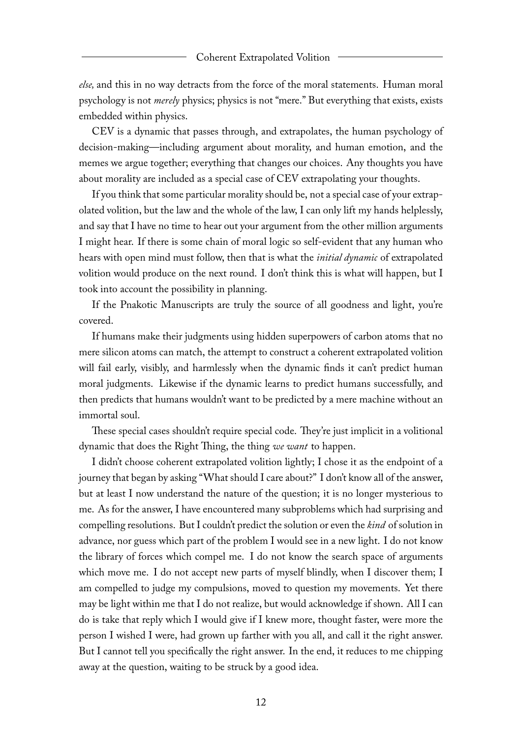*else,* and this in no way detracts from the force of the moral statements. Human moral psychology is not *merely* physics; physics is not "mere." But everything that exists, exists embedded within physics.

CEV is a dynamic that passes through, and extrapolates, the human psychology of decision-making—including argument about morality, and human emotion, and the memes we argue together; everything that changes our choices. Any thoughts you have about morality are included as a special case of CEV extrapolating your thoughts.

If you think that some particular morality should be, not a special case of your extrapolated volition, but the law and the whole of the law, I can only lift my hands helplessly, and say that I have no time to hear out your argument from the other million arguments I might hear. If there is some chain of moral logic so self-evident that any human who hears with open mind must follow, then that is what the *initial dynamic* of extrapolated volition would produce on the next round. I don't think this is what will happen, but I took into account the possibility in planning.

If the Pnakotic Manuscripts are truly the source of all goodness and light, you're covered.

If humans make their judgments using hidden superpowers of carbon atoms that no mere silicon atoms can match, the attempt to construct a coherent extrapolated volition will fail early, visibly, and harmlessly when the dynamic finds it can't predict human moral judgments. Likewise if the dynamic learns to predict humans successfully, and then predicts that humans wouldn't want to be predicted by a mere machine without an immortal soul.

These special cases shouldn't require special code. They're just implicit in a volitional dynamic that does the Right Thing, the thing *we want* to happen.

I didn't choose coherent extrapolated volition lightly; I chose it as the endpoint of a journey that began by asking "What should I care about?" I don't know all of the answer, but at least I now understand the nature of the question; it is no longer mysterious to me. As for the answer, I have encountered many subproblems which had surprising and compelling resolutions. But I couldn't predict the solution or even the *kind* of solution in advance, nor guess which part of the problem I would see in a new light. I do not know the library of forces which compel me. I do not know the search space of arguments which move me. I do not accept new parts of myself blindly, when I discover them; I am compelled to judge my compulsions, moved to question my movements. Yet there may be light within me that I do not realize, but would acknowledge if shown. All I can do is take that reply which I would give if I knew more, thought faster, were more the person I wished I were, had grown up farther with you all, and call it the right answer. But I cannot tell you specifically the right answer. In the end, it reduces to me chipping away at the question, waiting to be struck by a good idea.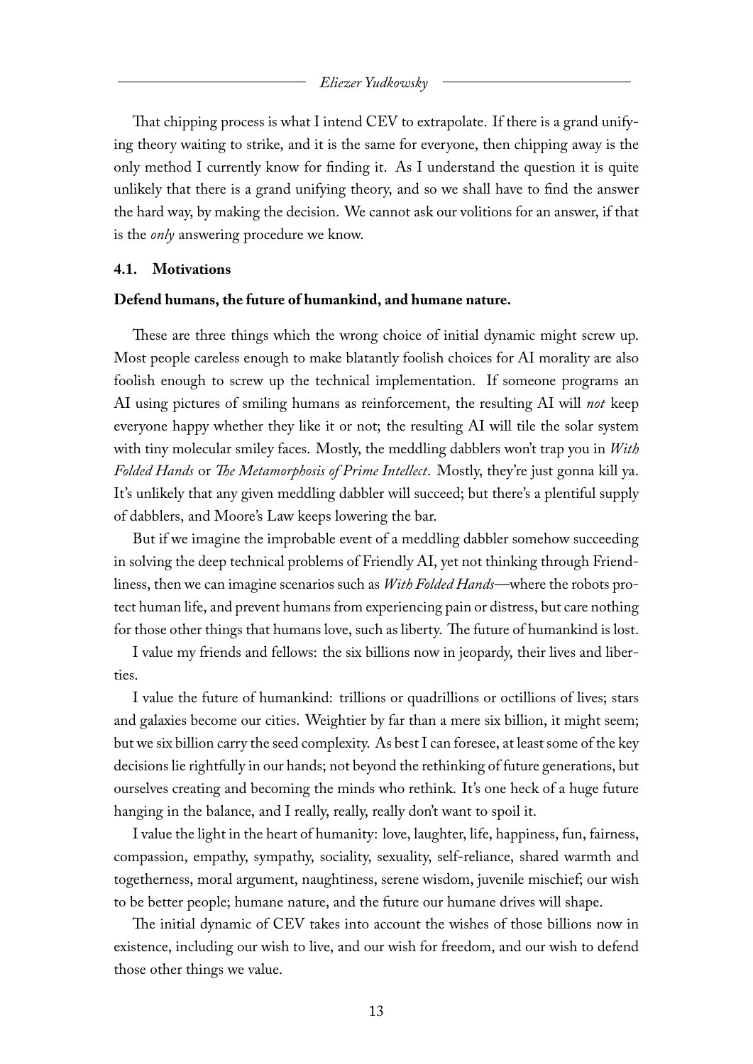That chipping process is what I intend CEV to extrapolate. If there is a grand unifying theory waiting to strike, and it is the same for everyone, then chipping away is the only method I currently know for finding it. As I understand the question it is quite unlikely that there is a grand unifying theory, and so we shall have to find the answer the hard way, by making the decision. We cannot ask our volitions for an answer, if that is the *only* answering procedure we know.

### 4.1. Motivations

**Defend humans, the future of humankind, and humane nature.**

These are three things which the wrong choice of initial dynamic might screw up. Most people careless enough to make blatantly foolish choices for AI morality are also foolish enough to screw up the technical implementation. If someone programs an AI using pictures of smiling humans as reinforcement, the resulting AI will *not* keep everyone happy whether they like it or not; the resulting AI will tile the solar system with tiny molecular smiley faces. Mostly, the meddling dabblers won't trap you in *With Folded Hands* or *The Metamorphosis of Prime Intellect*. Mostly, they're just gonna kill ya. It's unlikely that any given meddling dabbler will succeed; but there's a plentiful supply of dabblers, and Moore's Law keeps lowering the bar.

But if we imagine the improbable event of a meddling dabbler somehow succeeding in solving the deep technical problems of Friendly AI, yet not thinking through Friendliness, then we can imagine scenarios such as *With Folded Hands*—where the robots protect human life, and prevent humans from experiencing pain or distress, but care nothing for those other things that humans love, such as liberty. The future of humankind is lost.

I value my friends and fellows: the six billions now in jeopardy, their lives and liberties.

I value the future of humankind: trillions or quadrillions or octillions of lives; stars and galaxies become our cities. Weightier by far than a mere six billion, it might seem; but we six billion carry the seed complexity. As best I can foresee, at least some of the key decisions lie rightfully in our hands; not beyond the rethinking of future generations, but ourselves creating and becoming the minds who rethink. It's one heck of a huge future hanging in the balance, and I really, really, really don't want to spoil it.

I value the light in the heart of humanity: love, laughter, life, happiness, fun, fairness, compassion, empathy, sympathy, sociality, sexuality, self-reliance, shared warmth and togetherness, moral argument, naughtiness, serene wisdom, juvenile mischief; our wish to be better people; humane nature, and the future our humane drives will shape.

The initial dynamic of CEV takes into account the wishes of those billions now in existence, including our wish to live, and our wish for freedom, and our wish to defend those other things we value.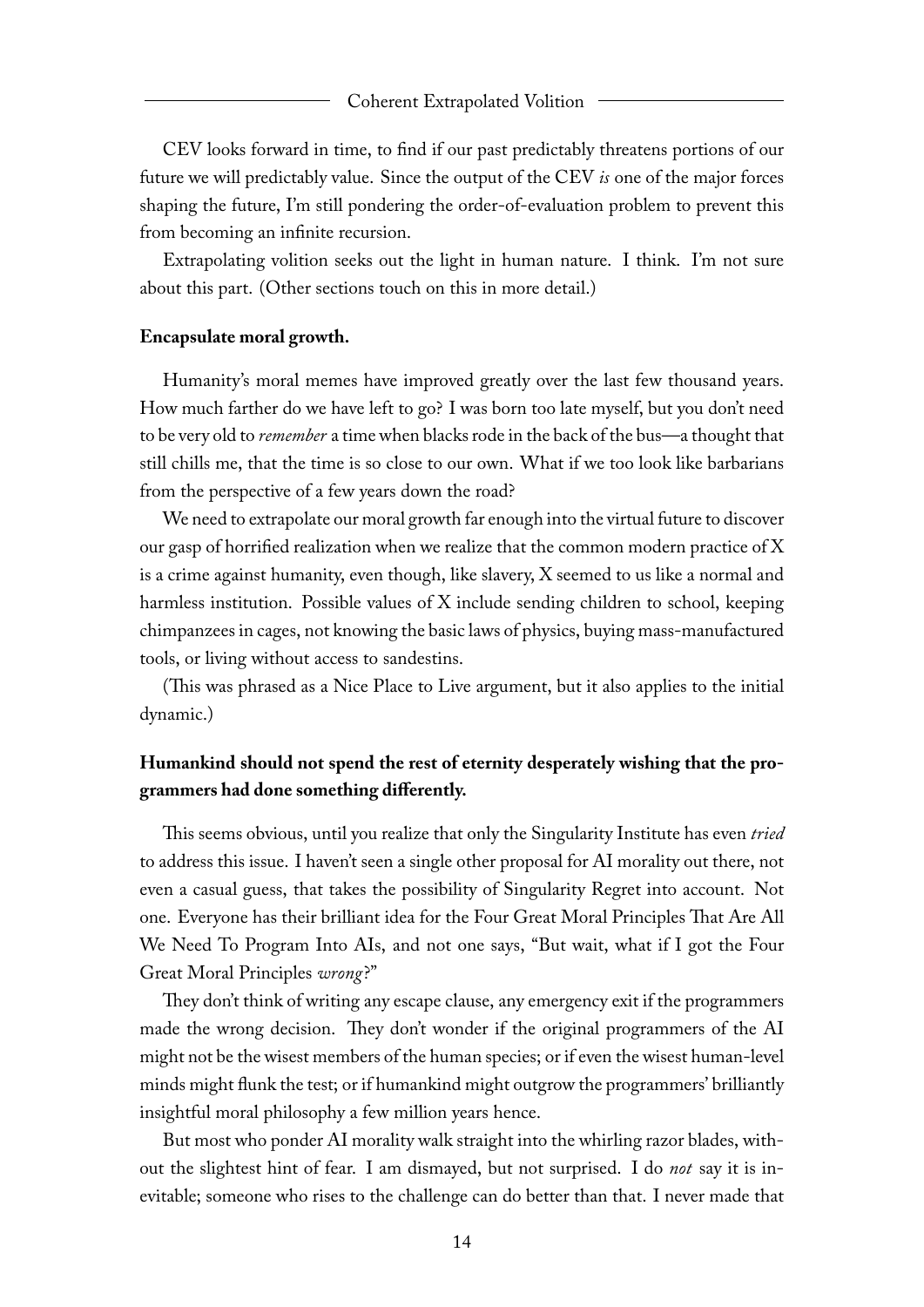CEV looks forward in time, to find if our past predictably threatens portions of our future we will predictably value. Since the output of the CEV *is* one of the major forces shaping the future, I'm still pondering the order-of-evaluation problem to prevent this from becoming an infinite recursion.

Extrapolating volition seeks out the light in human nature. I think. I'm not sure about this part. (Other sections touch on this in more detail.)

**Encapsulate moral growth.**

Humanity's moral memes have improved greatly over the last few thousand years. How much farther do we have left to go? I was born too late myself, but you don't need to be very old to *remember* a time when blacks rode in the back of the bus—a thought that still chills me, that the time is so close to our own. What if we too look like barbarians from the perspective of a few years down the road?

We need to extrapolate our moral growth far enough into the virtual future to discover our gasp of horrified realization when we realize that the common modern practice of X is a crime against humanity, even though, like slavery, X seemed to us like a normal and harmless institution. Possible values of X include sending children to school, keeping chimpanzees in cages, not knowing the basic laws of physics, buying mass-manufactured tools, or living without access to sandestins.

(This was phrased as a Nice Place to Live argument, but it also applies to the initial dynamic.)

**Humankind should not spend the rest of eternity desperately wishing that the programmers had done something differently.**

This seems obvious, until you realize that only the Singularity Institute has even *tried* to address this issue. I haven't seen a single other proposal for AI morality out there, not even a casual guess, that takes the possibility of Singularity Regret into account. Not one. Everyone has their brilliant idea for the Four Great Moral Principles That Are All We Need To Program Into AIs, and not one says, "But wait, what if I got the Four Great Moral Principles *wrong*?"

They don't think of writing any escape clause, any emergency exit if the programmers made the wrong decision. They don't wonder if the original programmers of the AI might not be the wisest members of the human species; or if even the wisest human-level minds might flunk the test; or if humankind might outgrow the programmers' brilliantly insightful moral philosophy a few million years hence.

But most who ponder AI morality walk straight into the whirling razor blades, without the slightest hint of fear. I am dismayed, but not surprised. I do *not* say it is inevitable; someone who rises to the challenge can do better than that. I never made that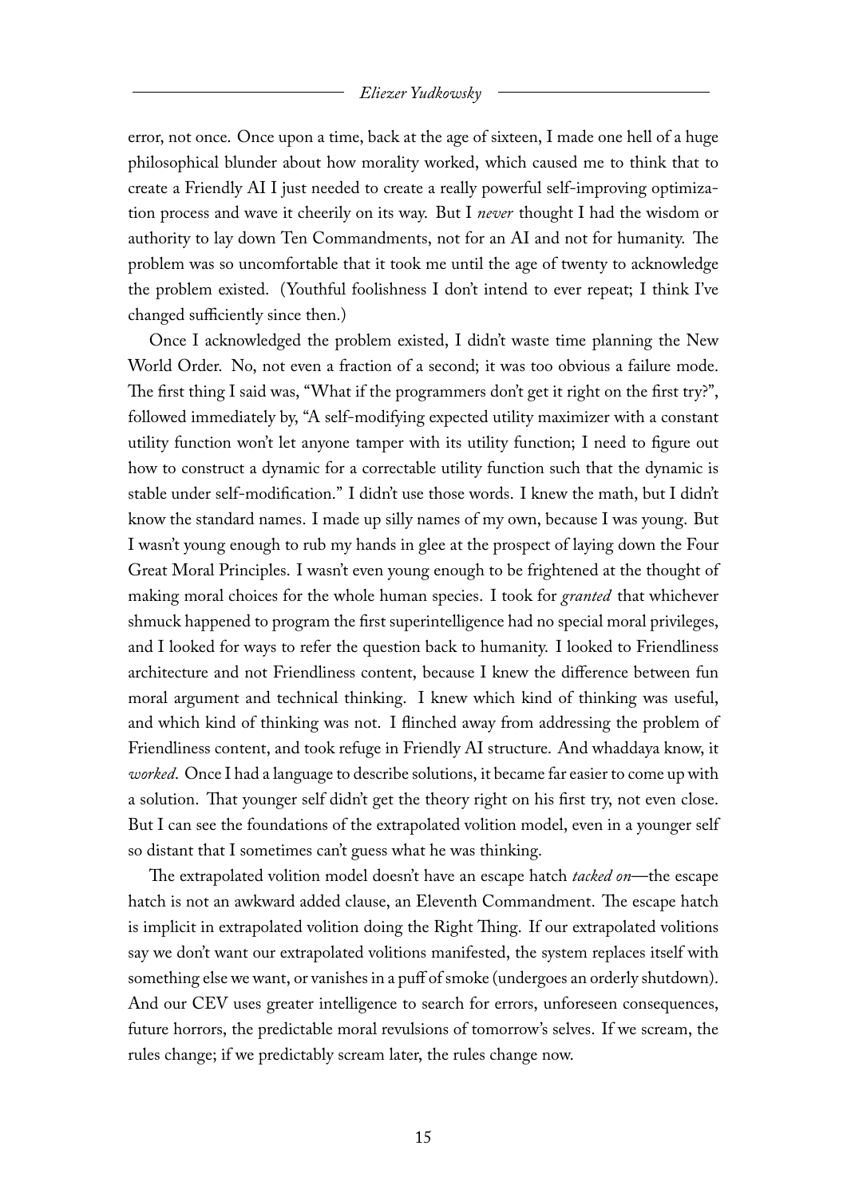error, not once. Once upon a time, back at the age of sixteen, I made one hell of a huge philosophical blunder about how morality worked, which caused me to think that to create a Friendly AI I just needed to create a really powerful self-improving optimization process and wave it cheerily on its way. But I *never* thought I had the wisdom or authority to lay down Ten Commandments, not for an AI and not for humanity. The problem was so uncomfortable that it took me until the age of twenty to acknowledge the problem existed. (Youthful foolishness I don't intend to ever repeat; I think I've changed sufficiently since then.)

Once I acknowledged the problem existed, I didn't waste time planning the New World Order. No, not even a fraction of a second; it was too obvious a failure mode. The first thing I said was, "What if the programmers don't get it right on the first try?", followed immediately by, "A self-modifying expected utility maximizer with a constant utility function won't let anyone tamper with its utility function; I need to figure out how to construct a dynamic for a correctable utility function such that the dynamic is stable under self-modification." I didn't use those words. I knew the math, but I didn't know the standard names. I made up silly names of my own, because I was young. But I wasn't young enough to rub my hands in glee at the prospect of laying down the Four Great Moral Principles. I wasn't even young enough to be frightened at the thought of making moral choices for the whole human species. I took for *granted* that whichever shmuck happened to program the first superintelligence had no special moral privileges, and I looked for ways to refer the question back to humanity. I looked to Friendliness architecture and not Friendliness content, because I knew the difference between fun moral argument and technical thinking. I knew which kind of thinking was useful, and which kind of thinking was not. I flinched away from addressing the problem of Friendliness content, and took refuge in Friendly AI structure. And whaddaya know, it *worked*. Once I had a language to describe solutions, it became far easier to come up with a solution. That younger self didn't get the theory right on his first try, not even close. But I can see the foundations of the extrapolated volition model, even in a younger self so distant that I sometimes can't guess what he was thinking.

The extrapolated volition model doesn't have an escape hatch *tacked on*—the escape hatch is not an awkward added clause, an Eleventh Commandment. The escape hatch is implicit in extrapolated volition doing the Right Thing. If our extrapolated volitions say we don't want our extrapolated volitions manifested, the system replaces itself with something else we want, or vanishes in a puff of smoke (undergoes an orderly shutdown). And our CEV uses greater intelligence to search for errors, unforeseen consequences, future horrors, the predictable moral revulsions of tomorrow's selves. If we scream, the rules change; if we predictably scream later, the rules change now.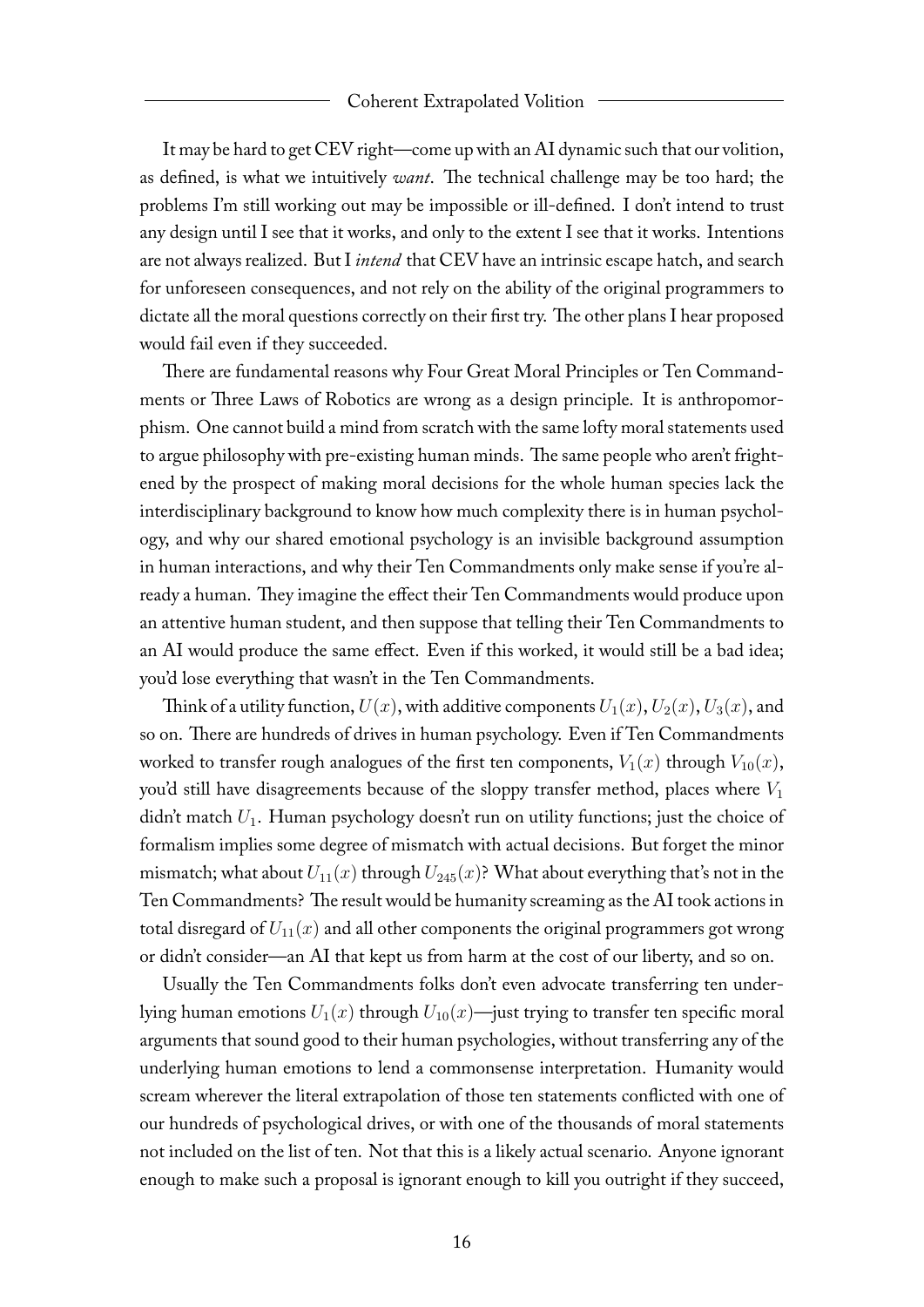It may be hard to get CEV right—come up with an AI dynamic such that our volition, as defined, is what we intuitively *want*. The technical challenge may be too hard; the problems I'm still working out may be impossible or ill-defined. I don't intend to trust any design until I see that it works, and only to the extent I see that it works. Intentions are not always realized. But I *intend* that CEV have an intrinsic escape hatch, and search for unforeseen consequences, and not rely on the ability of the original programmers to dictate all the moral questions correctly on their first try. The other plans I hear proposed would fail even if they succeeded.

There are fundamental reasons why Four Great Moral Principles or Ten Commandments or Three Laws of Robotics are wrong as a design principle. It is anthropomorphism. One cannot build a mind from scratch with the same lofty moral statements used to argue philosophy with pre-existing human minds. The same people who aren't frightened by the prospect of making moral decisions for the whole human species lack the interdisciplinary background to know how much complexity there is in human psychology, and why our shared emotional psychology is an invisible background assumption in human interactions, and why their Ten Commandments only make sense if you're already a human. They imagine the effect their Ten Commandments would produce upon an attentive human student, and then suppose that telling their Ten Commandments to an AI would produce the same effect. Even if this worked, it would still be a bad idea; you'd lose everything that wasn't in the Ten Commandments.

Think of a utility function, $U(x)$, with additive components $U_1(x)$, $U_2(x)$, $U_3(x)$, and so on. There are hundreds of drives in human psychology. Even if Ten Commandments worked to transfer rough analogues of the first ten components, $V_1(x)$ through $V_{10}(x)$, you'd still have disagreements because of the sloppy transfer method, places where $V_1$ didn't match $U_1$. Human psychology doesn't run on utility functions; just the choice of formalism implies some degree of mismatch with actual decisions. But forget the minor mismatch; what about $U_{11}(x)$ through $U_{245}(x)$? What about everything that's not in the Ten Commandments? The result would be humanity screaming as the AI took actions in total disregard of $U_{11}(x)$ and all other components the original programmers got wrong or didn't consider—an AI that kept us from harm at the cost of our liberty, and so on.

Usually the Ten Commandments folks don't even advocate transferring ten underlying human emotions $U_1(x)$ through $U_{10}(x)$—just trying to transfer ten specific moral arguments that sound good to their human psychologies, without transferring any of the underlying human emotions to lend a commonsense interpretation. Humanity would scream wherever the literal extrapolation of those ten statements conflicted with one of our hundreds of psychological drives, or with one of the thousands of moral statements not included on the list of ten. Not that this is a likely actual scenario. Anyone ignorant enough to make such a proposal is ignorant enough to kill you outright if they succeed,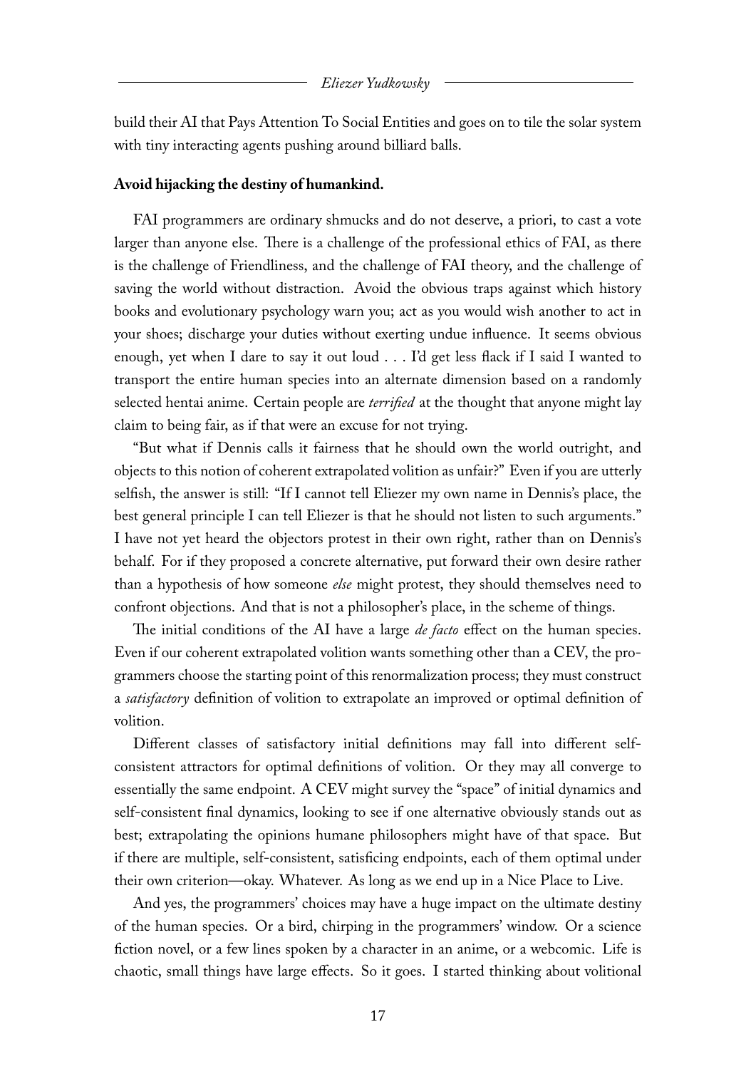build their AI that Pays Attention To Social Entities and goes on to tile the solar system with tiny interacting agents pushing around billiard balls.

**Avoid hijacking the destiny of humankind.**

FAI programmers are ordinary shmucks and do not deserve, a priori, to cast a vote larger than anyone else. There is a challenge of the professional ethics of FAI, as there is the challenge of Friendliness, and the challenge of FAI theory, and the challenge of saving the world without distraction. Avoid the obvious traps against which history books and evolutionary psychology warn you; act as you would wish another to act in your shoes; discharge your duties without exerting undue influence. It seems obvious enough, yet when I dare to say it out loud . . . I'd get less flack if I said I wanted to transport the entire human species into an alternate dimension based on a randomly selected hentai anime. Certain people are *terrified* at the thought that anyone might lay claim to being fair, as if that were an excuse for not trying.

"But what if Dennis calls it fairness that he should own the world outright, and objects to this notion of coherent extrapolated volition as unfair?" Even if you are utterly selfish, the answer is still: "If I cannot tell Eliezer my own name in Dennis's place, the best general principle I can tell Eliezer is that he should not listen to such arguments." I have not yet heard the objectors protest in their own right, rather than on Dennis's behalf. For if they proposed a concrete alternative, put forward their own desire rather than a hypothesis of how someone *else* might protest, they should themselves need to confront objections. And that is not a philosopher's place, in the scheme of things.

The initial conditions of the AI have a large *de facto* effect on the human species. Even if our coherent extrapolated volition wants something other than a CEV, the programmers choose the starting point of this renormalization process; they must construct a *satisfactory* definition of volition to extrapolate an improved or optimal definition of volition.

Different classes of satisfactory initial definitions may fall into different self-consistent attractors for optimal definitions of volition. Or they may all converge to essentially the same endpoint. A CEV might survey the "space" of initial dynamics and self-consistent final dynamics, looking to see if one alternative obviously stands out as best; extrapolating the opinions humane philosophers might have of that space. But if there are multiple, self-consistent, satisficing endpoints, each of them optimal under their own criterion—okay. Whatever. As long as we end up in a Nice Place to Live.

And yes, the programmers' choices may have a huge impact on the ultimate destiny of the human species. Or a bird, chirping in the programmers' window. Or a science fiction novel, or a few lines spoken by a character in an anime, or a webcomic. Life is chaotic, small things have large effects. So it goes. I started thinking about volitional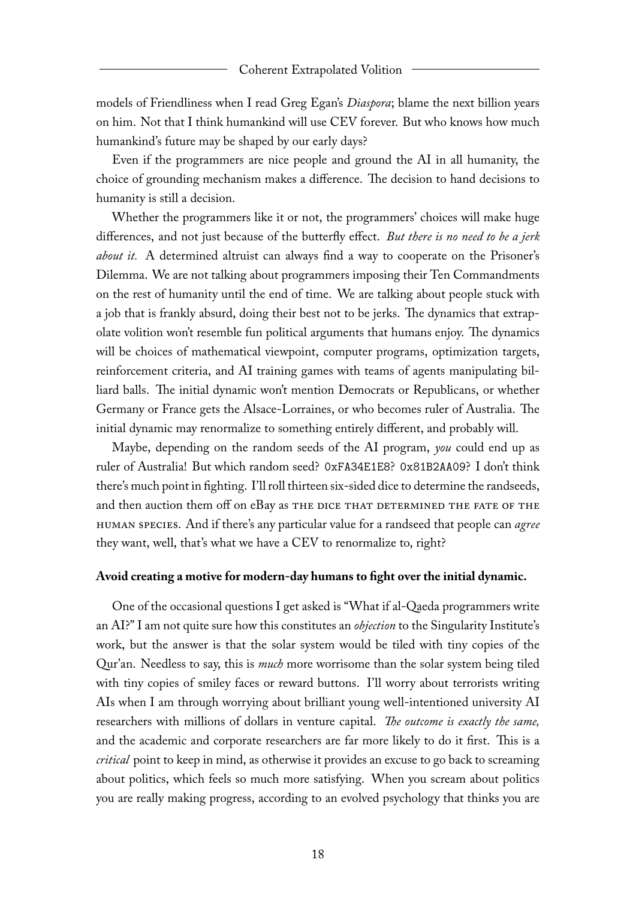models of Friendliness when I read Greg Egan's *Diaspora*; blame the next billion years on him. Not that I think humankind will use CEV forever. But who knows how much humankind's future may be shaped by our early days?

Even if the programmers are nice people and ground the AI in all humanity, the choice of grounding mechanism makes a difference. The decision to hand decisions to humanity is still a decision.

Whether the programmers like it or not, the programmers' choices will make huge differences, and not just because of the butterfly effect. *But there is no need to be a jerk about it.* A determined altruist can always find a way to cooperate on the Prisoner's Dilemma. We are not talking about programmers imposing their Ten Commandments on the rest of humanity until the end of time. We are talking about people stuck with a job that is frankly absurd, doing their best not to be jerks. The dynamics that extrapolate volition won't resemble fun political arguments that humans enjoy. The dynamics will be choices of mathematical viewpoint, computer programs, optimization targets, reinforcement criteria, and AI training games with teams of agents manipulating billiard balls. The initial dynamic won't mention Democrats or Republicans, or whether Germany or France gets the Alsace-Lorraines, or who becomes ruler of Australia. The initial dynamic may renormalize to something entirely different, and probably will.

Maybe, depending on the random seeds of the AI program, *you* could end up as ruler of Australia! But which random seed? `0xFA34E1E8`? `0x81B2AA09`? I don't think there's much point in fighting. I'll roll thirteen six-sided dice to determine the randseeds, and then auction them off on eBay as THE DICE THAT DETERMINED THE FATE OF THE HUMAN SPECIES. And if there's any particular value for a randseed that people can *agree* they want, well, that's what we have a CEV to renormalize to, right?

**Avoid creating a motive for modern-day humans to fight over the initial dynamic.**

One of the occasional questions I get asked is "What if al-Qaeda programmers write an AI?" I am not quite sure how this constitutes an *objection* to the Singularity Institute's work, but the answer is that the solar system would be tiled with tiny copies of the Qur'an. Needless to say, this is *much* more worrisome than the solar system being tiled with tiny copies of smiley faces or reward buttons. I'll worry about terrorists writing AIs when I am through worrying about brilliant young well-intentioned university AI researchers with millions of dollars in venture capital. *The outcome is exactly the same,* and the academic and corporate researchers are far more likely to do it first. This is a *critical* point to keep in mind, as otherwise it provides an excuse to go back to screaming about politics, which feels so much more satisfying. When you scream about politics you are really making progress, according to an evolved psychology that thinks you are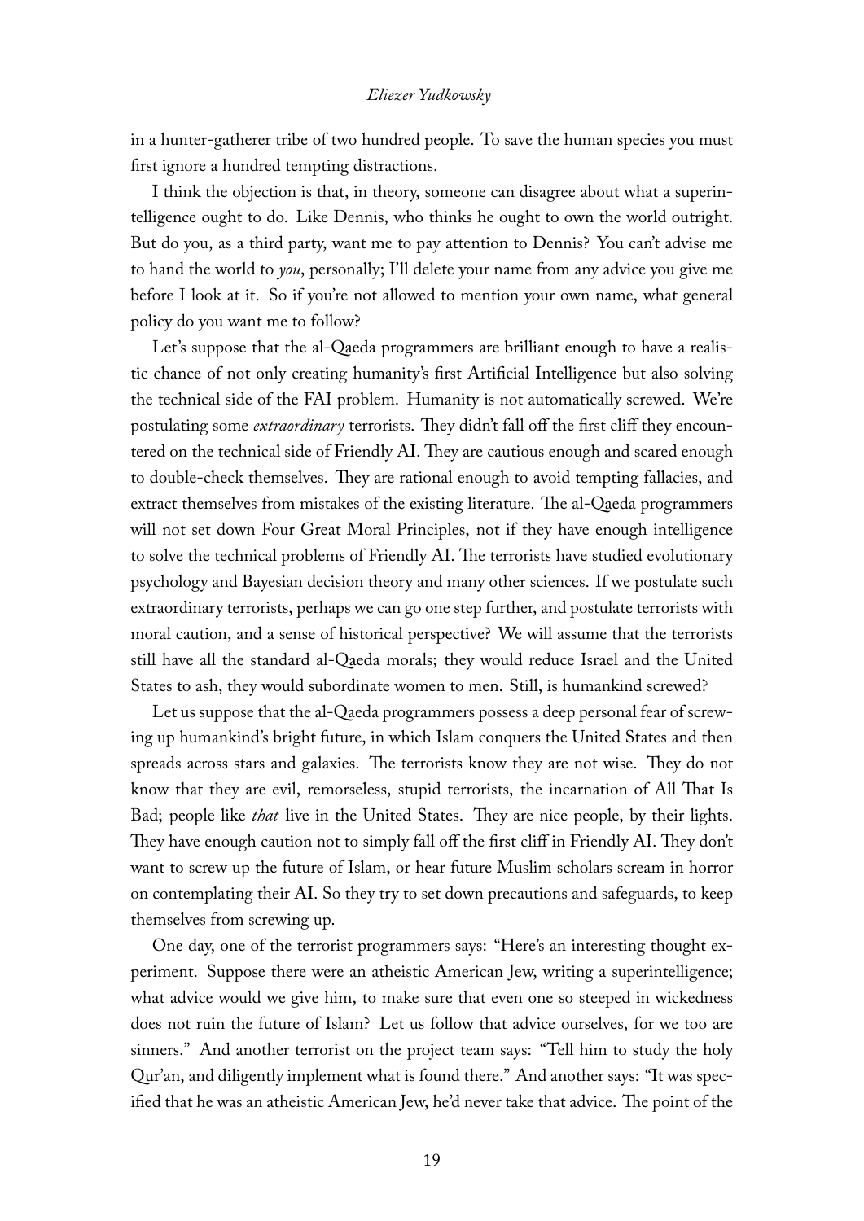in a hunter-gatherer tribe of two hundred people. To save the human species you must first ignore a hundred tempting distractions.

I think the objection is that, in theory, someone can disagree about what a superintelligence ought to do. Like Dennis, who thinks he ought to own the world outright. But do you, as a third party, want me to pay attention to Dennis? You can't advise me to hand the world to *you*, personally; I'll delete your name from any advice you give me before I look at it. So if you're not allowed to mention your own name, what general policy do you want me to follow?

Let's suppose that the al-Qaeda programmers are brilliant enough to have a realistic chance of not only creating humanity's first Artificial Intelligence but also solving the technical side of the FAI problem. Humanity is not automatically screwed. We're postulating some *extraordinary* terrorists. They didn't fall off the first cliff they encountered on the technical side of Friendly AI. They are cautious enough and scared enough to double-check themselves. They are rational enough to avoid tempting fallacies, and extract themselves from mistakes of the existing literature. The al-Qaeda programmers will not set down Four Great Moral Principles, not if they have enough intelligence to solve the technical problems of Friendly AI. The terrorists have studied evolutionary psychology and Bayesian decision theory and many other sciences. If we postulate such extraordinary terrorists, perhaps we can go one step further, and postulate terrorists with moral caution, and a sense of historical perspective? We will assume that the terrorists still have all the standard al-Qaeda morals; they would reduce Israel and the United States to ash, they would subordinate women to men. Still, is humankind screwed?

Let us suppose that the al-Qaeda programmers possess a deep personal fear of screwing up humankind's bright future, in which Islam conquers the United States and then spreads across stars and galaxies. The terrorists know they are not wise. They do not know that they are evil, remorseless, stupid terrorists, the incarnation of All That Is Bad; people like *that* live in the United States. They are nice people, by their lights. They have enough caution not to simply fall off the first cliff in Friendly AI. They don't want to screw up the future of Islam, or hear future Muslim scholars scream in horror on contemplating their AI. So they try to set down precautions and safeguards, to keep themselves from screwing up.

One day, one of the terrorist programmers says: "Here's an interesting thought experiment. Suppose there were an atheistic American Jew, writing a superintelligence; what advice would we give him, to make sure that even one so steeped in wickedness does not ruin the future of Islam? Let us follow that advice ourselves, for we too are sinners." And another terrorist on the project team says: "Tell him to study the holy Qur'an, and diligently implement what is found there." And another says: "It was specified that he was an atheistic American Jew, he'd never take that advice. The point of the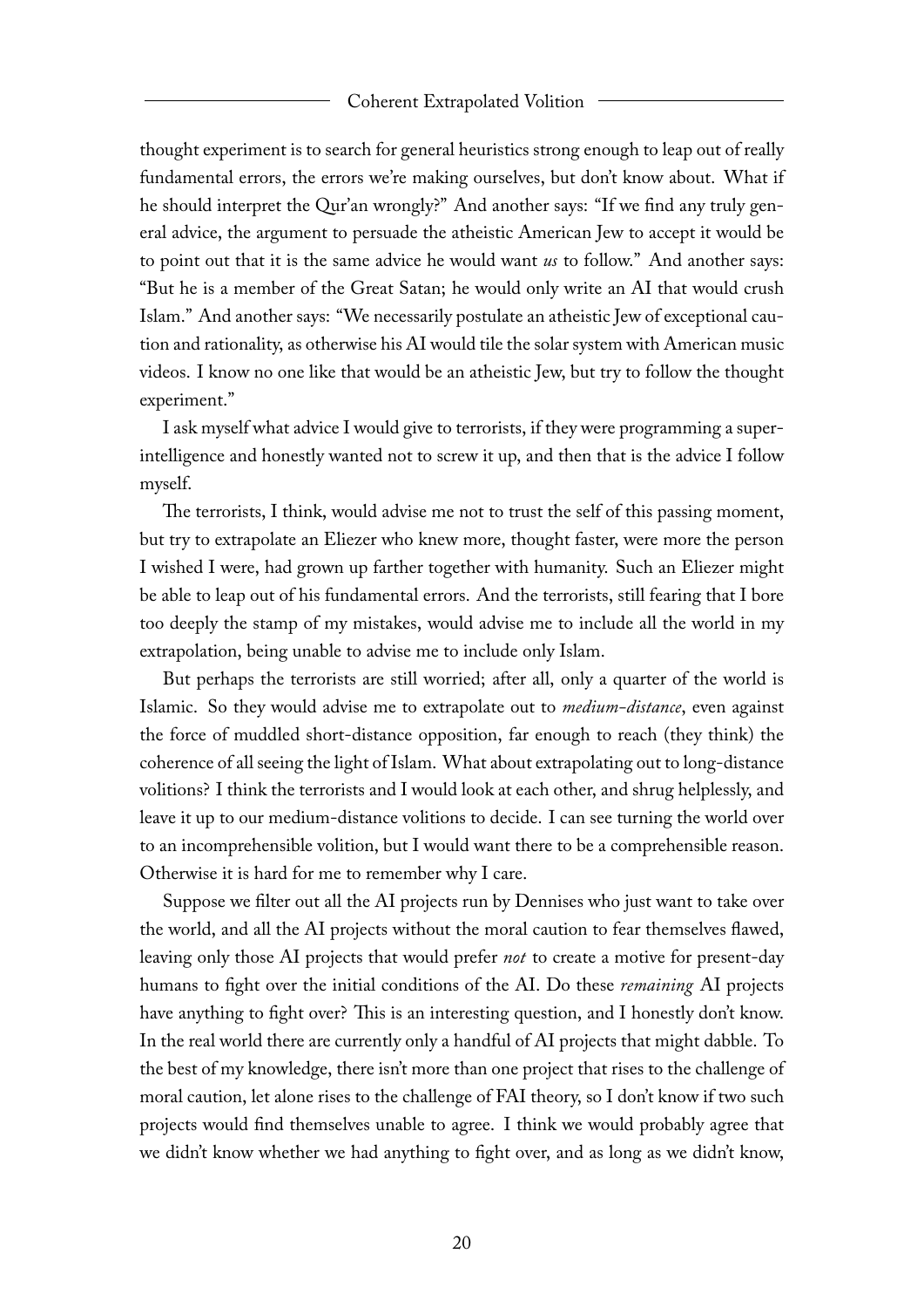thought experiment is to search for general heuristics strong enough to leap out of really fundamental errors, the errors we're making ourselves, but don't know about. What if he should interpret the Qur'an wrongly?" And another says: "If we find any truly general advice, the argument to persuade the atheistic American Jew to accept it would be to point out that it is the same advice he would want *us* to follow." And another says: "But he is a member of the Great Satan; he would only write an AI that would crush Islam." And another says: "We necessarily postulate an atheistic Jew of exceptional caution and rationality, as otherwise his AI would tile the solar system with American music videos. I know no one like that would be an atheistic Jew, but try to follow the thought experiment."

I ask myself what advice I would give to terrorists, if they were programming a superintelligence and honestly wanted not to screw it up, and then that is the advice I follow myself.

The terrorists, I think, would advise me not to trust the self of this passing moment, but try to extrapolate an Eliezer who knew more, thought faster, were more the person I wished I were, had grown up farther together with humanity. Such an Eliezer might be able to leap out of his fundamental errors. And the terrorists, still fearing that I bore too deeply the stamp of my mistakes, would advise me to include all the world in my extrapolation, being unable to advise me to include only Islam.

But perhaps the terrorists are still worried; after all, only a quarter of the world is Islamic. So they would advise me to extrapolate out to *medium-distance*, even against the force of muddled short-distance opposition, far enough to reach (they think) the coherence of all seeing the light of Islam. What about extrapolating out to long-distance volitions? I think the terrorists and I would look at each other, and shrug helplessly, and leave it up to our medium-distance volitions to decide. I can see turning the world over to an incomprehensible volition, but I would want there to be a comprehensible reason. Otherwise it is hard for me to remember why I care.

Suppose we filter out all the AI projects run by Dennises who just want to take over the world, and all the AI projects without the moral caution to fear themselves flawed, leaving only those AI projects that would prefer *not* to create a motive for present-day humans to fight over the initial conditions of the AI. Do these *remaining* AI projects have anything to fight over? This is an interesting question, and I honestly don't know. In the real world there are currently only a handful of AI projects that might dabble. To the best of my knowledge, there isn't more than one project that rises to the challenge of moral caution, let alone rises to the challenge of FAI theory, so I don't know if two such projects would find themselves unable to agree. I think we would probably agree that we didn't know whether we had anything to fight over, and as long as we didn't know,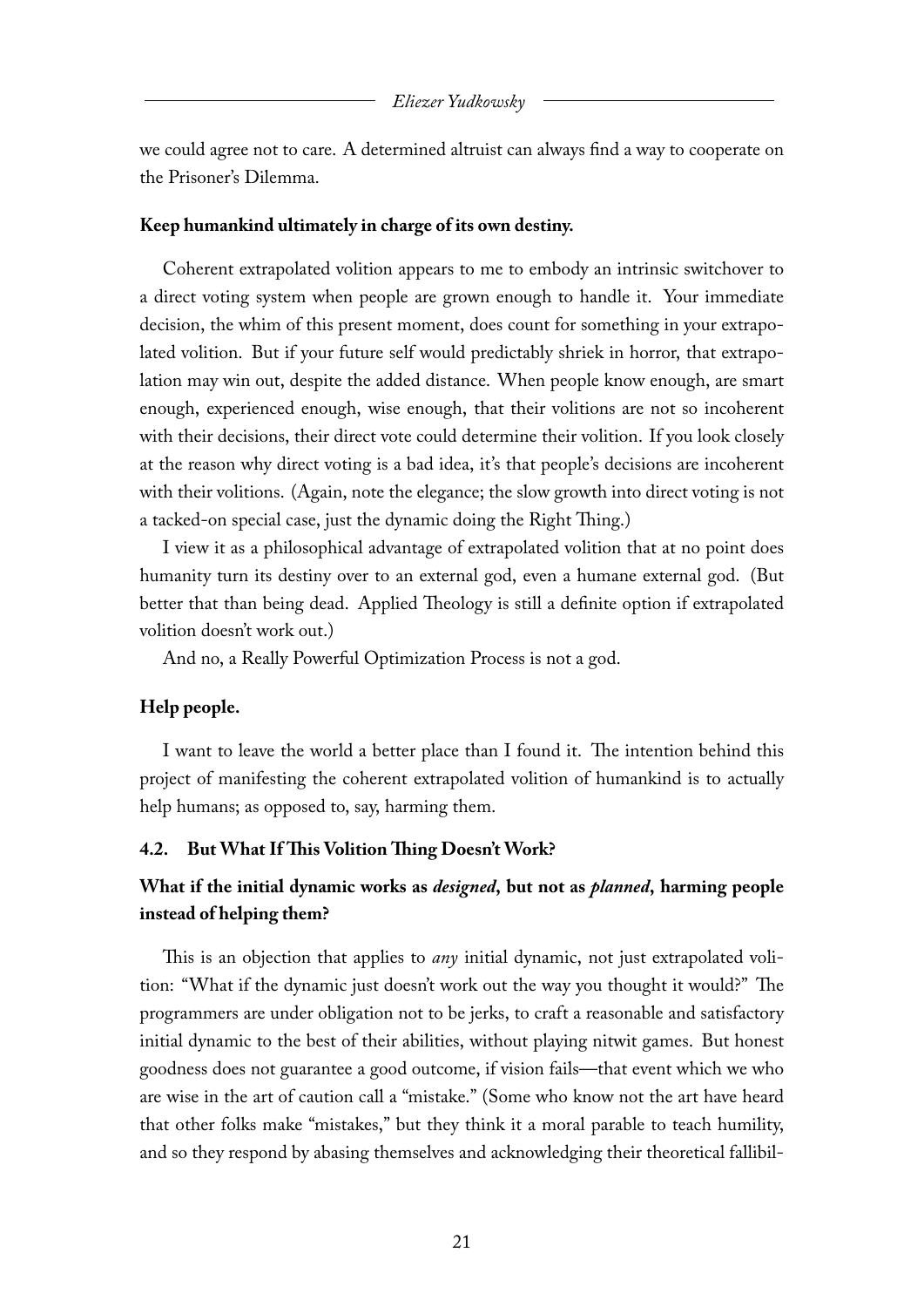we could agree not to care. A determined altruist can always find a way to cooperate on the Prisoner's Dilemma.

**Keep humankind ultimately in charge of its own destiny.**

Coherent extrapolated volition appears to me to embody an intrinsic switchover to a direct voting system when people are grown enough to handle it. Your immediate decision, the whim of this present moment, does count for something in your extrapolated volition. But if your future self would predictably shriek in horror, that extrapolation may win out, despite the added distance. When people know enough, are smart enough, experienced enough, wise enough, that their volitions are not so incoherent with their decisions, their direct vote could determine their volition. If you look closely at the reason why direct voting is a bad idea, it's that people's decisions are incoherent with their volitions. (Again, note the elegance; the slow growth into direct voting is not a tacked-on special case, just the dynamic doing the Right Thing.)

I view it as a philosophical advantage of extrapolated volition that at no point does humanity turn its destiny over to an external god, even a humane external god. (But better that than being dead. Applied Theology is still a definite option if extrapolated volition doesn't work out.)

And no, a Really Powerful Optimization Process is not a god.

**Help people.**

I want to leave the world a better place than I found it. The intention behind this project of manifesting the coherent extrapolated volition of humankind is to actually help humans; as opposed to, say, harming them.

### 4.2. But What If This Volition Thing Doesn't Work?

**What if the initial dynamic works as *designed*, but not as *planned*, harming people instead of helping them?**

This is an objection that applies to *any* initial dynamic, not just extrapolated volition: "What if the dynamic just doesn't work out the way you thought it would?" The programmers are under obligation not to be jerks, to craft a reasonable and satisfactory initial dynamic to the best of their abilities, without playing nitwit games. But honest goodness does not guarantee a good outcome, if vision fails—that event which we who are wise in the art of caution call a "mistake." (Some who know not the art have heard that other folks make "mistakes," but they think it a moral parable to teach humility, and so they respond by abasing themselves and acknowledging their theoretical fallibil-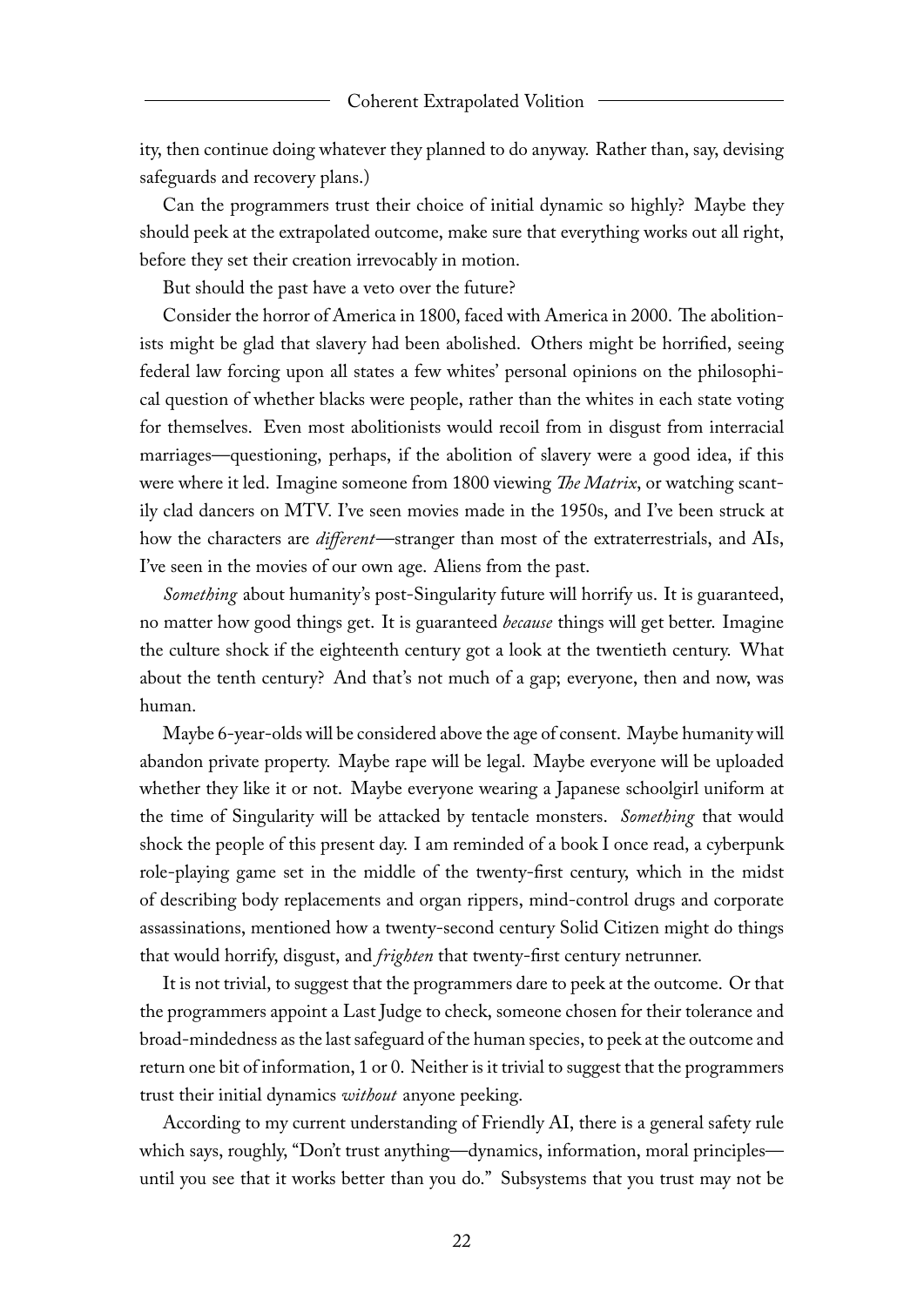ity, then continue doing whatever they planned to do anyway. Rather than, say, devising safeguards and recovery plans.)

Can the programmers trust their choice of initial dynamic so highly? Maybe they should peek at the extrapolated outcome, make sure that everything works out all right, before they set their creation irrevocably in motion.

But should the past have a veto over the future?

Consider the horror of America in 1800, faced with America in 2000. The abolitionists might be glad that slavery had been abolished. Others might be horrified, seeing federal law forcing upon all states a few whites' personal opinions on the philosophical question of whether blacks were people, rather than the whites in each state voting for themselves. Even most abolitionists would recoil from in disgust from interracial marriages—questioning, perhaps, if the abolition of slavery were a good idea, if this were where it led. Imagine someone from 1800 viewing *The Matrix*, or watching scantily clad dancers on MTV. I've seen movies made in the 1950s, and I've been struck at how the characters are *different*—stranger than most of the extraterrestrials, and AIs, I've seen in the movies of our own age. Aliens from the past.

*Something* about humanity's post-Singularity future will horrify us. It is guaranteed, no matter how good things get. It is guaranteed *because* things will get better. Imagine the culture shock if the eighteenth century got a look at the twentieth century. What about the tenth century? And that's not much of a gap; everyone, then and now, was human.

Maybe 6-year-olds will be considered above the age of consent. Maybe humanity will abandon private property. Maybe rape will be legal. Maybe everyone will be uploaded whether they like it or not. Maybe everyone wearing a Japanese schoolgirl uniform at the time of Singularity will be attacked by tentacle monsters. *Something* that would shock the people of this present day. I am reminded of a book I once read, a cyberpunk role-playing game set in the middle of the twenty-first century, which in the midst of describing body replacements and organ rippers, mind-control drugs and corporate assassinations, mentioned how a twenty-second century Solid Citizen might do things that would horrify, disgust, and *frighten* that twenty-first century netrunner.

It is not trivial, to suggest that the programmers dare to peek at the outcome. Or that the programmers appoint a Last Judge to check, someone chosen for their tolerance and broad-mindedness as the last safeguard of the human species, to peek at the outcome and return one bit of information, 1 or 0. Neither is it trivial to suggest that the programmers trust their initial dynamics *without* anyone peeking.

According to my current understanding of Friendly AI, there is a general safety rule which says, roughly, "Don't trust anything—dynamics, information, moral principles—until you see that it works better than you do." Subsystems that you trust may not be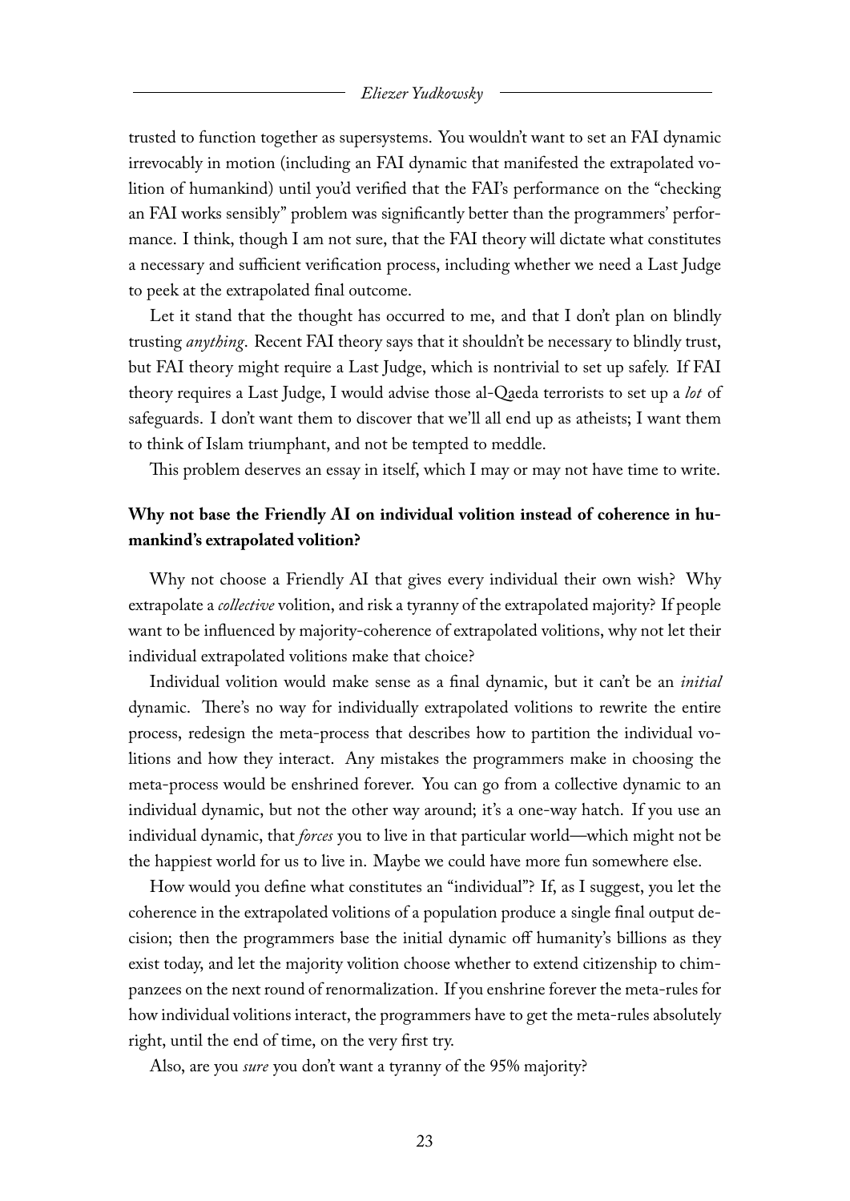trusted to function together as supersystems. You wouldn't want to set an FAI dynamic irrevocably in motion (including an FAI dynamic that manifested the extrapolated volition of humankind) until you'd verified that the FAI's performance on the "checking an FAI works sensibly" problem was significantly better than the programmers' performance. I think, though I am not sure, that the FAI theory will dictate what constitutes a necessary and sufficient verification process, including whether we need a Last Judge to peek at the extrapolated final outcome.

Let it stand that the thought has occurred to me, and that I don't plan on blindly trusting *anything*. Recent FAI theory says that it shouldn't be necessary to blindly trust, but FAI theory might require a Last Judge, which is nontrivial to set up safely. If FAI theory requires a Last Judge, I would advise those al-Qaeda terrorists to set up a *lot* of safeguards. I don't want them to discover that we'll all end up as atheists; I want them to think of Islam triumphant, and not be tempted to meddle.

This problem deserves an essay in itself, which I may or may not have time to write.

**Why not base the Friendly AI on individual volition instead of coherence in humankind's extrapolated volition?**

Why not choose a Friendly AI that gives every individual their own wish? Why extrapolate a *collective* volition, and risk a tyranny of the extrapolated majority? If people want to be influenced by majority-coherence of extrapolated volitions, why not let their individual extrapolated volitions make that choice?

Individual volition would make sense as a final dynamic, but it can't be an *initial* dynamic. There's no way for individually extrapolated volitions to rewrite the entire process, redesign the meta-process that describes how to partition the individual volitions and how they interact. Any mistakes the programmers make in choosing the meta-process would be enshrined forever. You can go from a collective dynamic to an individual dynamic, but not the other way around; it's a one-way hatch. If you use an individual dynamic, that *forces* you to live in that particular world—which might not be the happiest world for us to live in. Maybe we could have more fun somewhere else.

How would you define what constitutes an "individual"? If, as I suggest, you let the coherence in the extrapolated volitions of a population produce a single final output decision; then the programmers base the initial dynamic off humanity's billions as they exist today, and let the majority volition choose whether to extend citizenship to chimpanzees on the next round of renormalization. If you enshrine forever the meta-rules for how individual volitions interact, the programmers have to get the meta-rules absolutely right, until the end of time, on the very first try.

Also, are you *sure* you don't want a tyranny of the 95% majority?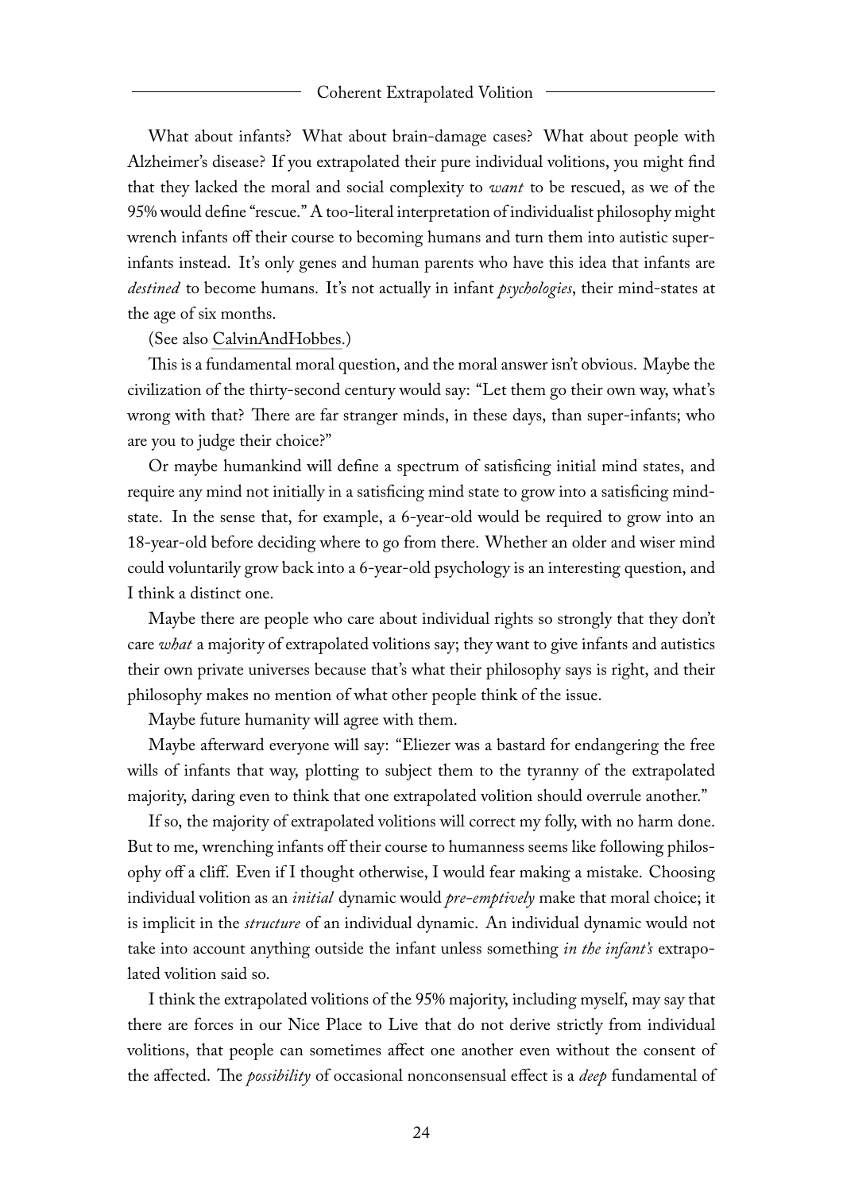What about infants? What about brain-damage cases? What about people with Alzheimer's disease? If you extrapolated their pure individual volitions, you might find that they lacked the moral and social complexity to *want* to be rescued, as we of the 95% would define "rescue." A too-literal interpretation of individualist philosophy might wrench infants off their course to becoming humans and turn them into autistic super-infants instead. It's only genes and human parents who have this idea that infants are *destined* to become humans. It's not actually in infant *psychologies*, their mind-states at the age of six months.

(See also CalvinAndHobbes.)

This is a fundamental moral question, and the moral answer isn't obvious. Maybe the civilization of the thirty-second century would say: "Let them go their own way, what's wrong with that? There are far stranger minds, in these days, than super-infants; who are you to judge their choice?"

Or maybe humankind will define a spectrum of satisficing initial mind states, and require any mind not initially in a satisficing mind state to grow into a satisficing mind-state. In the sense that, for example, a 6-year-old would be required to grow into an 18-year-old before deciding where to go from there. Whether an older and wiser mind could voluntarily grow back into a 6-year-old psychology is an interesting question, and I think a distinct one.

Maybe there are people who care about individual rights so strongly that they don't care *what* a majority of extrapolated volitions say; they want to give infants and autistics their own private universes because that's what their philosophy says is right, and their philosophy makes no mention of what other people think of the issue.

Maybe future humanity will agree with them.

Maybe afterward everyone will say: "Eliezer was a bastard for endangering the free wills of infants that way, plotting to subject them to the tyranny of the extrapolated majority, daring even to think that one extrapolated volition should overrule another."

If so, the majority of extrapolated volitions will correct my folly, with no harm done. But to me, wrenching infants off their course to humanness seems like following philosophy off a cliff. Even if I thought otherwise, I would fear making a mistake. Choosing individual volition as an *initial* dynamic would *pre-emptively* make that moral choice; it is implicit in the *structure* of an individual dynamic. An individual dynamic would not take into account anything outside the infant unless something *in the infant's* extrapolated volition said so.

I think the extrapolated volitions of the 95% majority, including myself, may say that there are forces in our Nice Place to Live that do not derive strictly from individual volitions, that people can sometimes affect one another even without the consent of the affected. The *possibility* of occasional nonconsensual effect is a *deep* fundamental of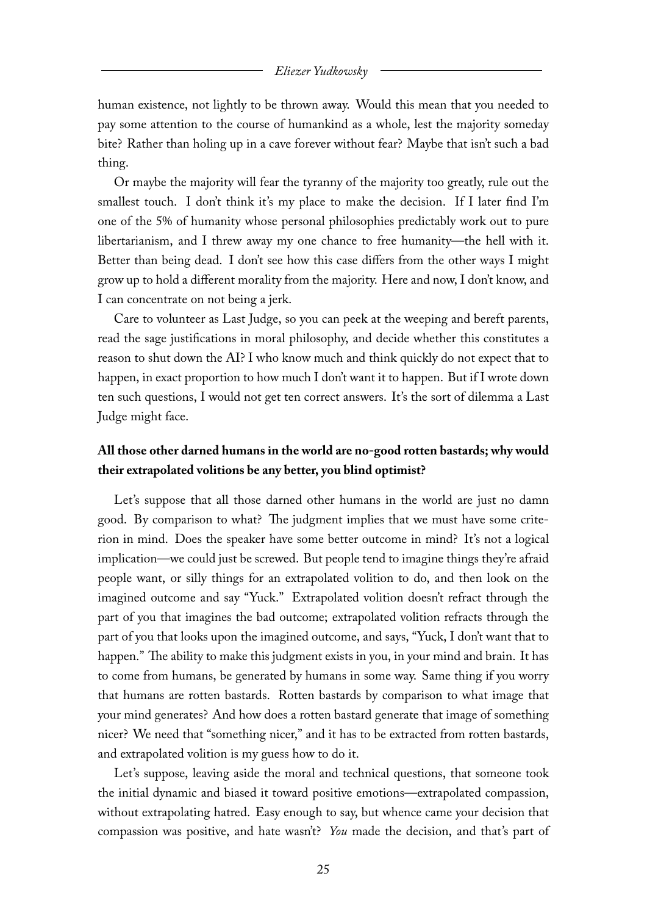human existence, not lightly to be thrown away. Would this mean that you needed to pay some attention to the course of humankind as a whole, lest the majority someday bite? Rather than holing up in a cave forever without fear? Maybe that isn't such a bad thing.

Or maybe the majority will fear the tyranny of the majority too greatly, rule out the smallest touch. I don't think it's my place to make the decision. If I later find I'm one of the 5% of humanity whose personal philosophies predictably work out to pure libertarianism, and I threw away my one chance to free humanity—the hell with it. Better than being dead. I don't see how this case differs from the other ways I might grow up to hold a different morality from the majority. Here and now, I don't know, and I can concentrate on not being a jerk.

Care to volunteer as Last Judge, so you can peek at the weeping and bereft parents, read the sage justifications in moral philosophy, and decide whether this constitutes a reason to shut down the AI? I who know much and think quickly do not expect that to happen, in exact proportion to how much I don't want it to happen. But if I wrote down ten such questions, I would not get ten correct answers. It's the sort of dilemma a Last Judge might face.

**All those other darned humans in the world are no-good rotten bastards; why would their extrapolated volitions be any better, you blind optimist?**

Let's suppose that all those darned other humans in the world are just no damn good. By comparison to what? The judgment implies that we must have some criterion in mind. Does the speaker have some better outcome in mind? It's not a logical implication—we could just be screwed. But people tend to imagine things they're afraid people want, or silly things for an extrapolated volition to do, and then look on the imagined outcome and say "Yuck." Extrapolated volition doesn't refract through the part of you that imagines the bad outcome; extrapolated volition refracts through the part of you that looks upon the imagined outcome, and says, "Yuck, I don't want that to happen." The ability to make this judgment exists in you, in your mind and brain. It has to come from humans, be generated by humans in some way. Same thing if you worry that humans are rotten bastards. Rotten bastards by comparison to what image that your mind generates? And how does a rotten bastard generate that image of something nicer? We need that "something nicer," and it has to be extracted from rotten bastards, and extrapolated volition is my guess how to do it.

Let's suppose, leaving aside the moral and technical questions, that someone took the initial dynamic and biased it toward positive emotions—extrapolated compassion, without extrapolating hatred. Easy enough to say, but whence came your decision that compassion was positive, and hate wasn't? *You* made the decision, and that's part of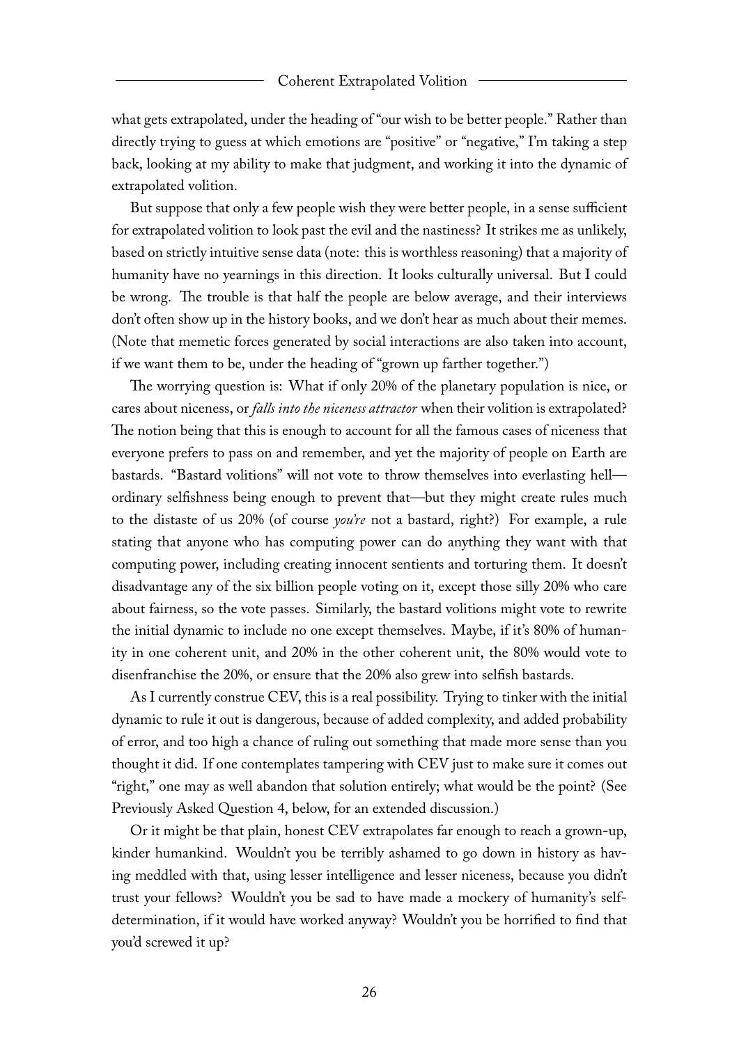what gets extrapolated, under the heading of "our wish to be better people." Rather than directly trying to guess at which emotions are "positive" or "negative," I'm taking a step back, looking at my ability to make that judgment, and working it into the dynamic of extrapolated volition.

But suppose that only a few people wish they were better people, in a sense sufficient for extrapolated volition to look past the evil and the nastiness? It strikes me as unlikely, based on strictly intuitive sense data (note: this is worthless reasoning) that a majority of humanity have no yearnings in this direction. It looks culturally universal. But I could be wrong. The trouble is that half the people are below average, and their interviews don't often show up in the history books, and we don't hear as much about their memes. (Note that memetic forces generated by social interactions are also taken into account, if we want them to be, under the heading of "grown up farther together.")

The worrying question is: What if only 20% of the planetary population is nice, or cares about niceness, or *falls into the niceness attractor* when their volition is extrapolated? The notion being that this is enough to account for all the famous cases of niceness that everyone prefers to pass on and remember, and yet the majority of people on Earth are bastards. "Bastard volitions" will not vote to throw themselves into everlasting hell—ordinary selfishness being enough to prevent that—but they might create rules much to the distaste of us 20% (of course *you're* not a bastard, right?) For example, a rule stating that anyone who has computing power can do anything they want with that computing power, including creating innocent sentients and torturing them. It doesn't disadvantage any of the six billion people voting on it, except those silly 20% who care about fairness, so the vote passes. Similarly, the bastard volitions might vote to rewrite the initial dynamic to include no one except themselves. Maybe, if it's 80% of humanity in one coherent unit, and 20% in the other coherent unit, the 80% would vote to disenfranchise the 20%, or ensure that the 20% also grew into selfish bastards.

As I currently construe CEV, this is a real possibility. Trying to tinker with the initial dynamic to rule it out is dangerous, because of added complexity, and added probability of error, and too high a chance of ruling out something that made more sense than you thought it did. If one contemplates tampering with CEV just to make sure it comes out "right," one may as well abandon that solution entirely; what would be the point? (See Previously Asked Question 4, below, for an extended discussion.)

Or it might be that plain, honest CEV extrapolates far enough to reach a grown-up, kinder humankind. Wouldn't you be terribly ashamed to go down in history as having meddled with that, using lesser intelligence and lesser niceness, because you didn't trust your fellows? Wouldn't you be sad to have made a mockery of humanity's self-determination, if it would have worked anyway? Wouldn't you be horrified to find that you'd screwed it up?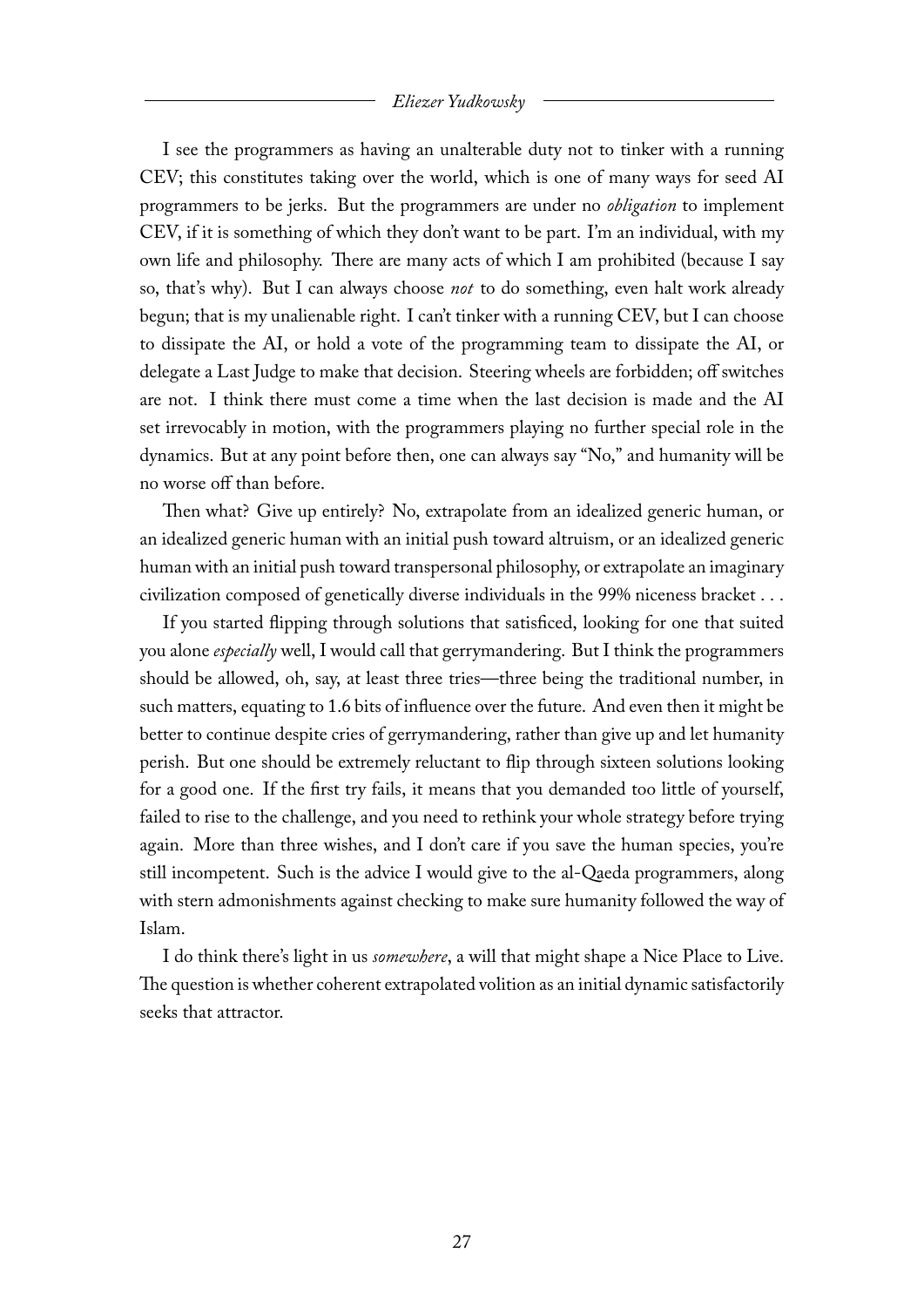I see the programmers as having an unalterable duty not to tinker with a running CEV; this constitutes taking over the world, which is one of many ways for seed AI programmers to be jerks. But the programmers are under no *obligation* to implement CEV, if it is something of which they don't want to be part. I'm an individual, with my own life and philosophy. There are many acts of which I am prohibited (because I say so, that's why). But I can always choose *not* to do something, even halt work already begun; that is my unalienable right. I can't tinker with a running CEV, but I can choose to dissipate the AI, or hold a vote of the programming team to dissipate the AI, or delegate a Last Judge to make that decision. Steering wheels are forbidden; off switches are not. I think there must come a time when the last decision is made and the AI set irrevocably in motion, with the programmers playing no further special role in the dynamics. But at any point before then, one can always say "No," and humanity will be no worse off than before.

Then what? Give up entirely? No, extrapolate from an idealized generic human, or an idealized generic human with an initial push toward altruism, or an idealized generic human with an initial push toward transpersonal philosophy, or extrapolate an imaginary civilization composed of genetically diverse individuals in the 99% niceness bracket . . .

If you started flipping through solutions that satisficed, looking for one that suited you alone *especially* well, I would call that gerrymandering. But I think the programmers should be allowed, oh, say, at least three tries—three being the traditional number, in such matters, equating to 1.6 bits of influence over the future. And even then it might be better to continue despite cries of gerrymandering, rather than give up and let humanity perish. But one should be extremely reluctant to flip through sixteen solutions looking for a good one. If the first try fails, it means that you demanded too little of yourself, failed to rise to the challenge, and you need to rethink your whole strategy before trying again. More than three wishes, and I don't care if you save the human species, you're still incompetent. Such is the advice I would give to the al-Qaeda programmers, along with stern admonishments against checking to make sure humanity followed the way of Islam.

I do think there's light in us *somewhere*, a will that might shape a Nice Place to Live. The question is whether coherent extrapolated volition as an initial dynamic satisfactorily seeks that attractor.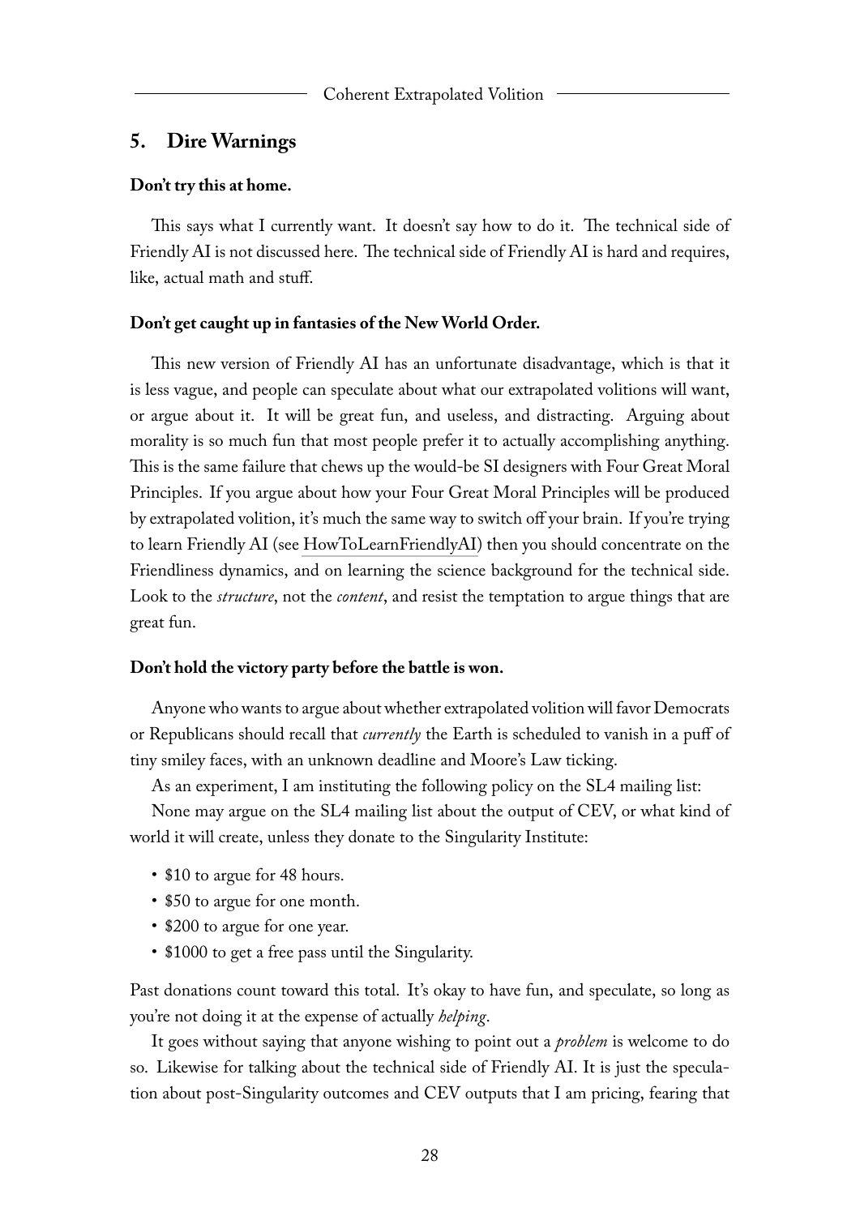## 5. Dire Warnings

**Don't try this at home.**

This says what I currently want. It doesn't say how to do it. The technical side of Friendly AI is not discussed here. The technical side of Friendly AI is hard and requires, like, actual math and stuff.

**Don't get caught up in fantasies of the New World Order.**

This new version of Friendly AI has an unfortunate disadvantage, which is that it is less vague, and people can speculate about what our extrapolated volitions will want, or argue about it. It will be great fun, and useless, and distracting. Arguing about morality is so much fun that most people prefer it to actually accomplishing anything. This is the same failure that chews up the would-be SI designers with Four Great Moral Principles. If you argue about how your Four Great Moral Principles will be produced by extrapolated volition, it's much the same way to switch off your brain. If you're trying to learn Friendly AI (see HowToLearnFriendlyAI) then you should concentrate on the Friendliness dynamics, and on learning the science background for the technical side. Look to the *structure*, not the *content*, and resist the temptation to argue things that are great fun.

**Don't hold the victory party before the battle is won.**

Anyone who wants to argue about whether extrapolated volition will favor Democrats or Republicans should recall that *currently* the Earth is scheduled to vanish in a puff of tiny smiley faces, with an unknown deadline and Moore's Law ticking.

As an experiment, I am instituting the following policy on the SL4 mailing list:

None may argue on the SL4 mailing list about the output of CEV, or what kind of world it will create, unless they donate to the Singularity Institute:

- $10 to argue for 48 hours.
- $50 to argue for one month.
- $200 to argue for one year.
- $1000 to get a free pass until the Singularity.

Past donations count toward this total. It's okay to have fun, and speculate, so long as you're not doing it at the expense of actually *helping*.

It goes without saying that anyone wishing to point out a *problem* is welcome to do so. Likewise for talking about the technical side of Friendly AI. It is just the speculation about post-Singularity outcomes and CEV outputs that I am pricing, fearing that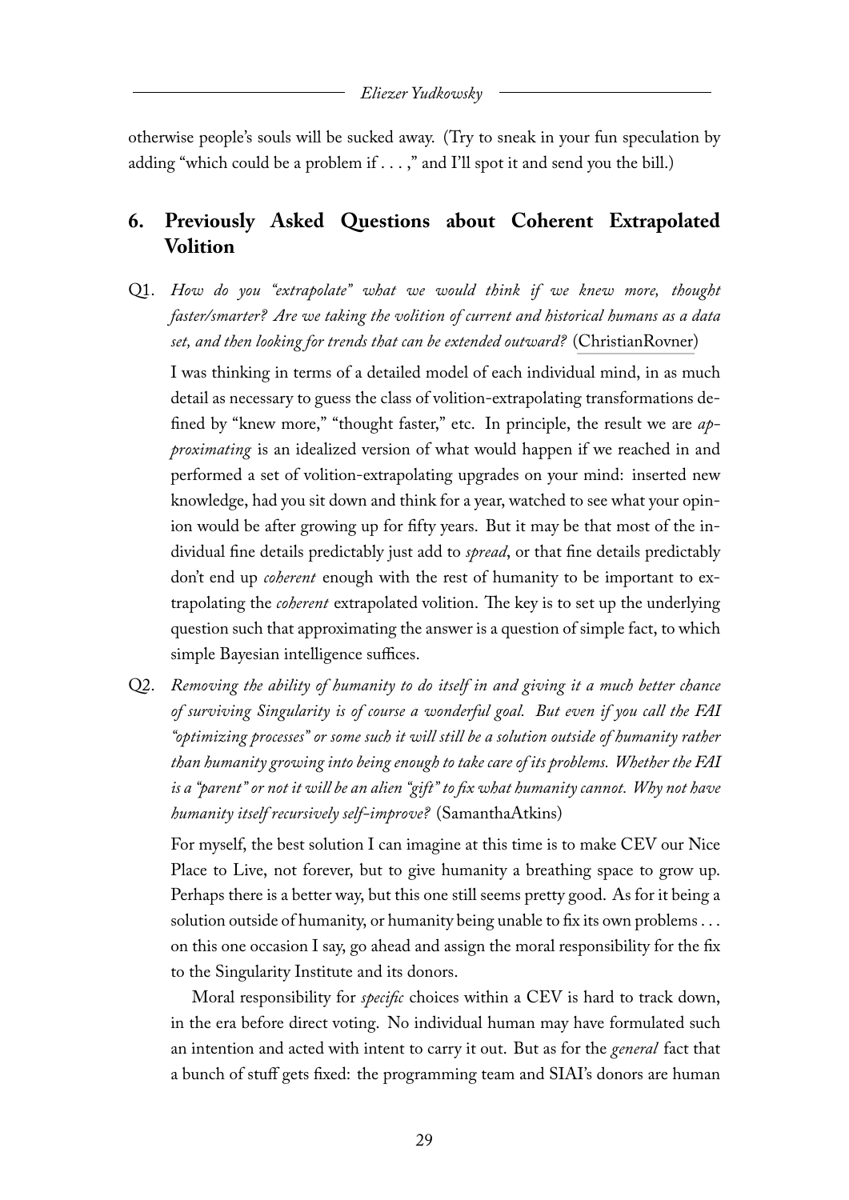otherwise people's souls will be sucked away. (Try to sneak in your fun speculation by adding "which could be a problem if . . . ," and I'll spot it and send you the bill.)

## 6. Previously Asked Questions about Coherent Extrapolated Volition

Q1. *How do you "extrapolate" what we would think if we knew more, thought faster/smarter? Are we taking the volition of current and historical humans as a data set, and then looking for trends that can be extended outward?* (ChristianRovner)

I was thinking in terms of a detailed model of each individual mind, in as much detail as necessary to guess the class of volition-extrapolating transformations defined by "knew more," "thought faster," etc. In principle, the result we are *approximating* is an idealized version of what would happen if we reached in and performed a set of volition-extrapolating upgrades on your mind: inserted new knowledge, had you sit down and think for a year, watched to see what your opinion would be after growing up for fifty years. But it may be that most of the individual fine details predictably just add to *spread*, or that fine details predictably don't end up *coherent* enough with the rest of humanity to be important to extrapolating the *coherent* extrapolated volition. The key is to set up the underlying question such that approximating the answer is a question of simple fact, to which simple Bayesian intelligence suffices.

Q2. *Removing the ability of humanity to do itself in and giving it a much better chance of surviving Singularity is of course a wonderful goal. But even if you call the FAI "optimizing processes" or some such it will still be a solution outside of humanity rather than humanity growing into being enough to take care of its problems. Whether the FAI is a "parent" or not it will be an alien "gift" to fix what humanity cannot. Why not have humanity itself recursively self-improve?* (SamanthaAtkins)

For myself, the best solution I can imagine at this time is to make CEV our Nice Place to Live, not forever, but to give humanity a breathing space to grow up. Perhaps there is a better way, but this one still seems pretty good. As for it being a solution outside of humanity, or humanity being unable to fix its own problems . . . on this one occasion I say, go ahead and assign the moral responsibility for the fix to the Singularity Institute and its donors.

Moral responsibility for *specific* choices within a CEV is hard to track down, in the era before direct voting. No individual human may have formulated such an intention and acted with intent to carry it out. But as for the *general* fact that a bunch of stuff gets fixed: the programming team and SIAI's donors are human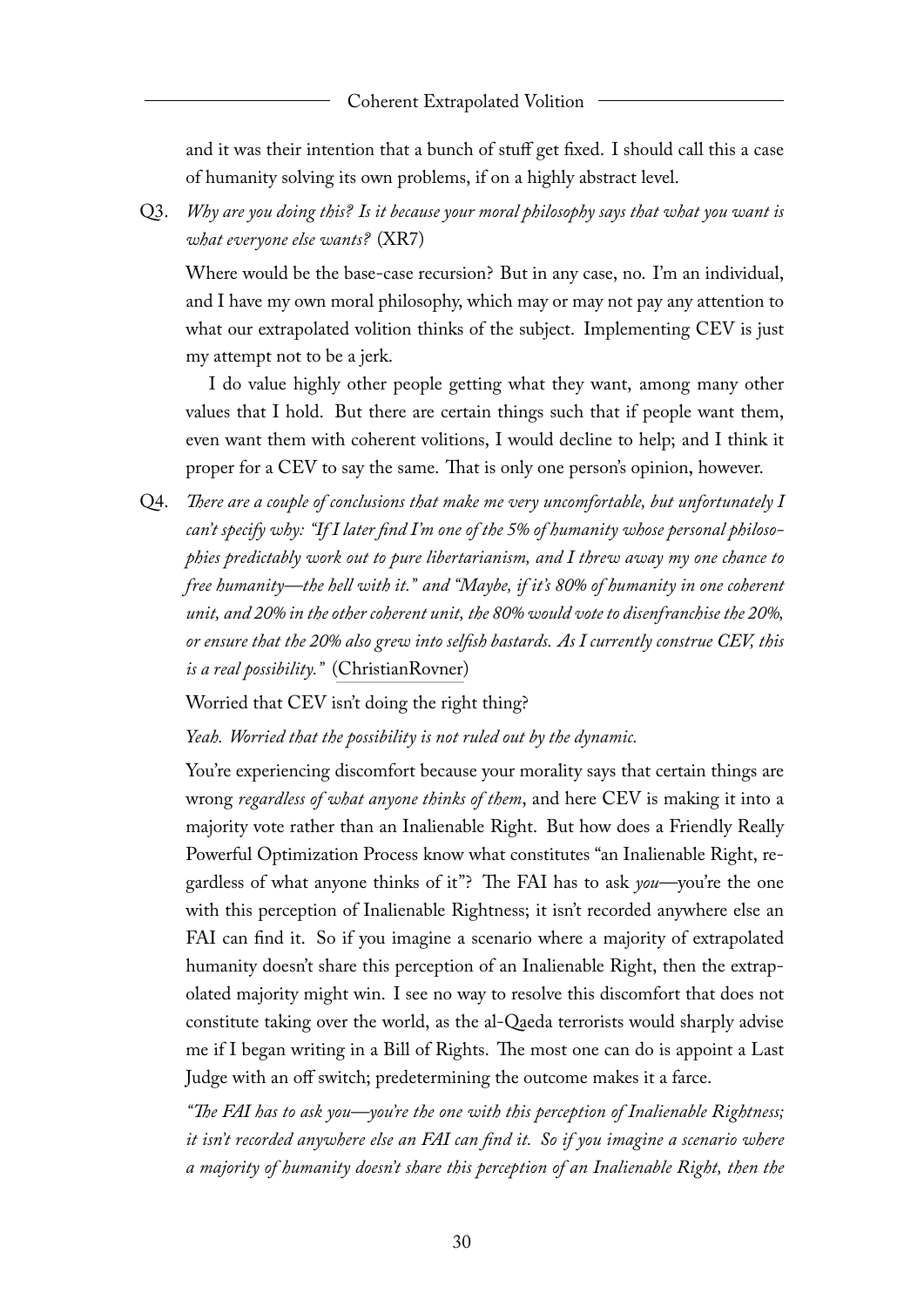and it was their intention that a bunch of stuff get fixed. I should call this a case of humanity solving its own problems, if on a highly abstract level.

Q3. *Why are you doing this? Is it because your moral philosophy says that what you want is what everyone else wants?* (XR7)

Where would be the base-case recursion? But in any case, no. I'm an individual, and I have my own moral philosophy, which may or may not pay any attention to what our extrapolated volition thinks of the subject. Implementing CEV is just my attempt not to be a jerk.

I do value highly other people getting what they want, among many other values that I hold. But there are certain things such that if people want them, even want them with coherent volitions, I would decline to help; and I think it proper for a CEV to say the same. That is only one person's opinion, however.

Q4. *There are a couple of conclusions that make me very uncomfortable, but unfortunately I can't specify why: "If I later find I'm one of the 5% of humanity whose personal philosophies predictably work out to pure libertarianism, and I threw away my one chance to free humanity—the hell with it." and "Maybe, if it's 80% of humanity in one coherent unit, and 20% in the other coherent unit, the 80% would vote to disenfranchise the 20%, or ensure that the 20% also grew into selfish bastards. As I currently construe CEV, this is a real possibility."* (ChristianRovner)

Worried that CEV isn't doing the right thing?

*Yeah. Worried that the possibility is not ruled out by the dynamic.*

You're experiencing discomfort because your morality says that certain things are wrong *regardless of what anyone thinks of them*, and here CEV is making it into a majority vote rather than an Inalienable Right. But how does a Friendly Really Powerful Optimization Process know what constitutes "an Inalienable Right, regardless of what anyone thinks of it"? The FAI has to ask *you*—you're the one with this perception of Inalienable Rightness; it isn't recorded anywhere else an FAI can find it. So if you imagine a scenario where a majority of extrapolated humanity doesn't share this perception of an Inalienable Right, then the extrapolated majority might win. I see no way to resolve this discomfort that does not constitute taking over the world, as the al-Qaeda terrorists would sharply advise me if I began writing in a Bill of Rights. The most one can do is appoint a Last Judge with an off switch; predetermining the outcome makes it a farce.

*"The FAI has to ask you—you're the one with this perception of Inalienable Rightness; it isn't recorded anywhere else an FAI can find it. So if you imagine a scenario where a majority of humanity doesn't share this perception of an Inalienable Right, then the*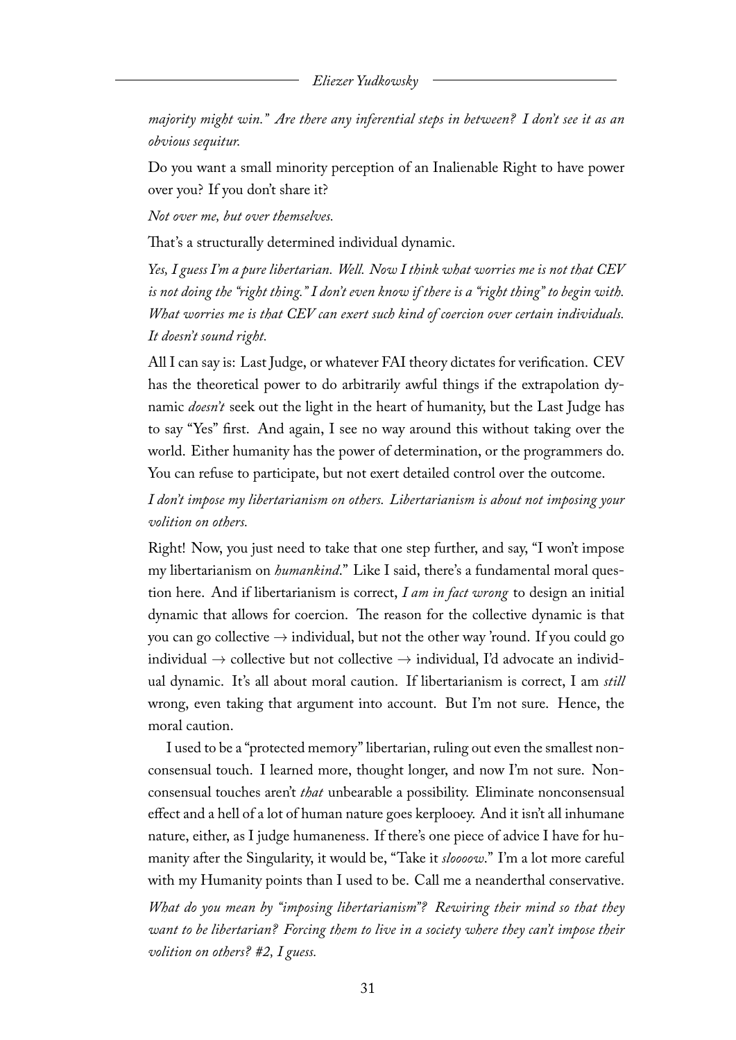*majority might win." Are there any inferential steps in between? I don't see it as an obvious sequitur.*

Do you want a small minority perception of an Inalienable Right to have power over you? If you don't share it?

*Not over me, but over themselves.*

That's a structurally determined individual dynamic.

*Yes, I guess I'm a pure libertarian. Well. Now I think what worries me is not that CEV is not doing the "right thing." I don't even know if there is a "right thing" to begin with. What worries me is that CEV can exert such kind of coercion over certain individuals. It doesn't sound right.*

All I can say is: Last Judge, or whatever FAI theory dictates for verification. CEV has the theoretical power to do arbitrarily awful things if the extrapolation dynamic *doesn't* seek out the light in the heart of humanity, but the Last Judge has to say "Yes" first. And again, I see no way around this without taking over the world. Either humanity has the power of determination, or the programmers do. You can refuse to participate, but not exert detailed control over the outcome.

*I don't impose my libertarianism on others. Libertarianism is about not imposing your volition on others.*

Right! Now, you just need to take that one step further, and say, "I won't impose my libertarianism on *humankind*." Like I said, there's a fundamental moral question here. And if libertarianism is correct, *I am in fact wrong* to design an initial dynamic that allows for coercion. The reason for the collective dynamic is that you can go collective → individual, but not the other way 'round. If you could go individual → collective but not collective → individual, I'd advocate an individual dynamic. It's all about moral caution. If libertarianism is correct, I am *still* wrong, even taking that argument into account. But I'm not sure. Hence, the moral caution.

I used to be a "protected memory" libertarian, ruling out even the smallest nonconsensual touch. I learned more, thought longer, and now I'm not sure. Nonconsensual touches aren't *that* unbearable a possibility. Eliminate nonconsensual effect and a hell of a lot of human nature goes kerplooey. And it isn't all inhumane nature, either, as I judge humaneness. If there's one piece of advice I have for humanity after the Singularity, it would be, "Take it *sloooow*." I'm a lot more careful with my Humanity points than I used to be. Call me a neanderthal conservative.

*What do you mean by "imposing libertarianism"? Rewiring their mind so that they want to be libertarian? Forcing them to live in a society where they can't impose their volition on others? #2, I guess.*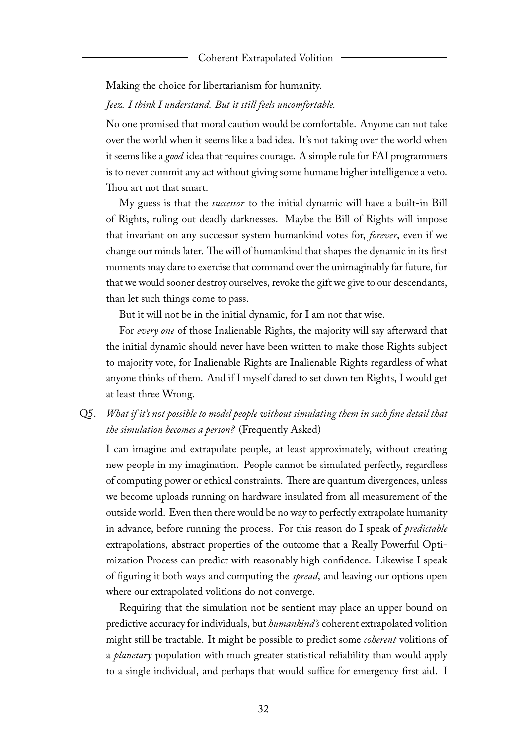Making the choice for libertarianism for humanity.

*Jeez. I think I understand. But it still feels uncomfortable.*

No one promised that moral caution would be comfortable. Anyone can not take over the world when it seems like a bad idea. It's not taking over the world when it seems like a *good* idea that requires courage. A simple rule for FAI programmers is to never commit any act without giving some humane higher intelligence a veto. Thou art not that smart.

My guess is that the *successor* to the initial dynamic will have a built-in Bill of Rights, ruling out deadly darknesses. Maybe the Bill of Rights will impose that invariant on any successor system humankind votes for, *forever*, even if we change our minds later. The will of humankind that shapes the dynamic in its first moments may dare to exercise that command over the unimaginably far future, for that we would sooner destroy ourselves, revoke the gift we give to our descendants, than let such things come to pass.

But it will not be in the initial dynamic, for I am not that wise.

For *every one* of those Inalienable Rights, the majority will say afterward that the initial dynamic should never have been written to make those Rights subject to majority vote, for Inalienable Rights are Inalienable Rights regardless of what anyone thinks of them. And if I myself dared to set down ten Rights, I would get at least three Wrong.

Q5. *What if it's not possible to model people without simulating them in such fine detail that the simulation becomes a person?* (Frequently Asked)

I can imagine and extrapolate people, at least approximately, without creating new people in my imagination. People cannot be simulated perfectly, regardless of computing power or ethical constraints. There are quantum divergences, unless we become uploads running on hardware insulated from all measurement of the outside world. Even then there would be no way to perfectly extrapolate humanity in advance, before running the process. For this reason do I speak of *predictable* extrapolations, abstract properties of the outcome that a Really Powerful Optimization Process can predict with reasonably high confidence. Likewise I speak of figuring it both ways and computing the *spread*, and leaving our options open where our extrapolated volitions do not converge.

Requiring that the simulation not be sentient may place an upper bound on predictive accuracy for individuals, but *humankind's* coherent extrapolated volition might still be tractable. It might be possible to predict some *coherent* volitions of a *planetary* population with much greater statistical reliability than would apply to a single individual, and perhaps that would suffice for emergency first aid. I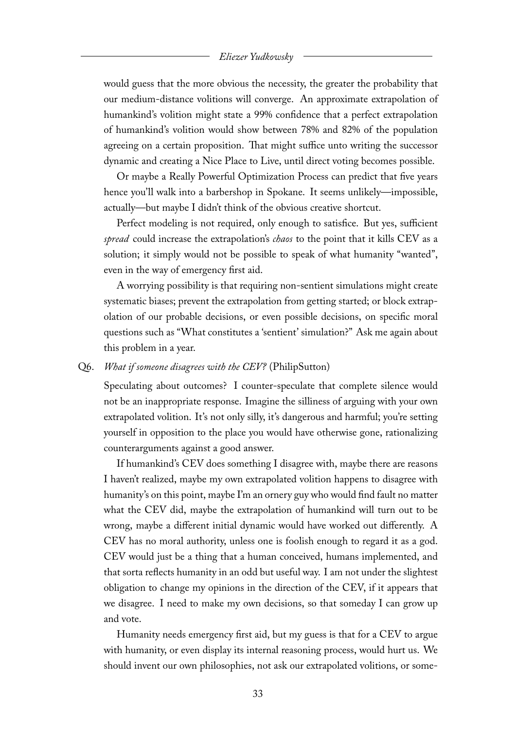would guess that the more obvious the necessity, the greater the probability that our medium-distance volitions will converge. An approximate extrapolation of humankind's volition might state a 99% confidence that a perfect extrapolation of humankind's volition would show between 78% and 82% of the population agreeing on a certain proposition. That might suffice unto writing the successor dynamic and creating a Nice Place to Live, until direct voting becomes possible.

Or maybe a Really Powerful Optimization Process can predict that five years hence you'll walk into a barbershop in Spokane. It seems unlikely—impossible, actually—but maybe I didn't think of the obvious creative shortcut.

Perfect modeling is not required, only enough to satisfice. But yes, sufficient *spread* could increase the extrapolation's *chaos* to the point that it kills CEV as a solution; it simply would not be possible to speak of what humanity "wanted", even in the way of emergency first aid.

A worrying possibility is that requiring non-sentient simulations might create systematic biases; prevent the extrapolation from getting started; or block extrapolation of our probable decisions, or even possible decisions, on specific moral questions such as "What constitutes a 'sentient' simulation?" Ask me again about this problem in a year.

Q6. *What if someone disagrees with the CEV?* (PhilipSutton)

Speculating about outcomes? I counter-speculate that complete silence would not be an inappropriate response. Imagine the silliness of arguing with your own extrapolated volition. It's not only silly, it's dangerous and harmful; you're setting yourself in opposition to the place you would have otherwise gone, rationalizing counterarguments against a good answer.

If humankind's CEV does something I disagree with, maybe there are reasons I haven't realized, maybe my own extrapolated volition happens to disagree with humanity's on this point, maybe I'm an ornery guy who would find fault no matter what the CEV did, maybe the extrapolation of humankind will turn out to be wrong, maybe a different initial dynamic would have worked out differently. A CEV has no moral authority, unless one is foolish enough to regard it as a god. CEV would just be a thing that a human conceived, humans implemented, and that sorta reflects humanity in an odd but useful way. I am not under the slightest obligation to change my opinions in the direction of the CEV, if it appears that we disagree. I need to make my own decisions, so that someday I can grow up and vote.

Humanity needs emergency first aid, but my guess is that for a CEV to argue with humanity, or even display its internal reasoning process, would hurt us. We should invent our own philosophies, not ask our extrapolated volitions, or some-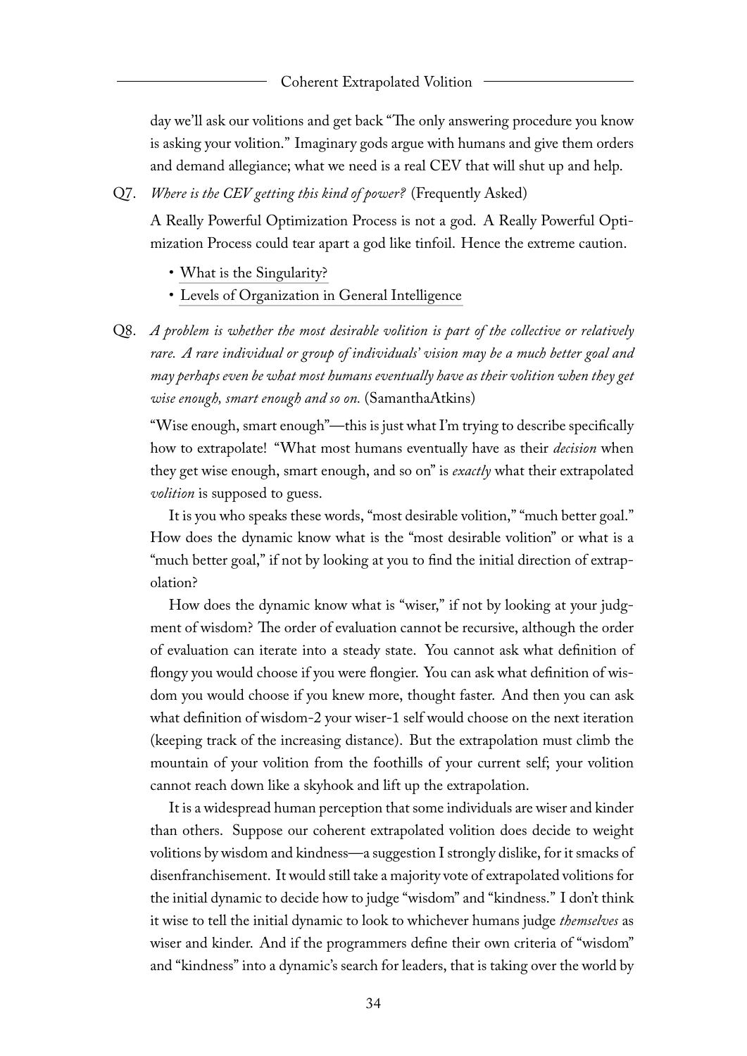day we'll ask our volitions and get back "The only answering procedure you know is asking your volition." Imaginary gods argue with humans and give them orders and demand allegiance; what we need is a real CEV that will shut up and help.

Q7. *Where is the CEV getting this kind of power?* (Frequently Asked)

A Really Powerful Optimization Process is not a god. A Really Powerful Optimization Process could tear apart a god like tinfoil. Hence the extreme caution.

- What is the Singularity?
- Levels of Organization in General Intelligence

Q8. *A problem is whether the most desirable volition is part of the collective or relatively rare. A rare individual or group of individuals' vision may be a much better goal and may perhaps even be what most humans eventually have as their volition when they get wise enough, smart enough and so on.* (SamanthaAtkins)

"Wise enough, smart enough"—this is just what I'm trying to describe specifically how to extrapolate! "What most humans eventually have as their *decision* when they get wise enough, smart enough, and so on" is *exactly* what their extrapolated *volition* is supposed to guess.

It is you who speaks these words, "most desirable volition," "much better goal." How does the dynamic know what is the "most desirable volition" or what is a "much better goal," if not by looking at you to find the initial direction of extrapolation?

How does the dynamic know what is "wiser," if not by looking at your judgment of wisdom? The order of evaluation cannot be recursive, although the order of evaluation can iterate into a steady state. You cannot ask what definition of flongy you would choose if you were flongier. You can ask what definition of wisdom you would choose if you knew more, thought faster. And then you can ask what definition of wisdom-2 your wiser-1 self would choose on the next iteration (keeping track of the increasing distance). But the extrapolation must climb the mountain of your volition from the foothills of your current self; your volition cannot reach down like a skyhook and lift up the extrapolation.

It is a widespread human perception that some individuals are wiser and kinder than others. Suppose our coherent extrapolated volition does decide to weight volitions by wisdom and kindness—a suggestion I strongly dislike, for it smacks of disenfranchisement. It would still take a majority vote of extrapolated volitions for the initial dynamic to decide how to judge "wisdom" and "kindness." I don't think it wise to tell the initial dynamic to look to whichever humans judge *themselves* as wiser and kinder. And if the programmers define their own criteria of "wisdom" and "kindness" into a dynamic's search for leaders, that is taking over the world by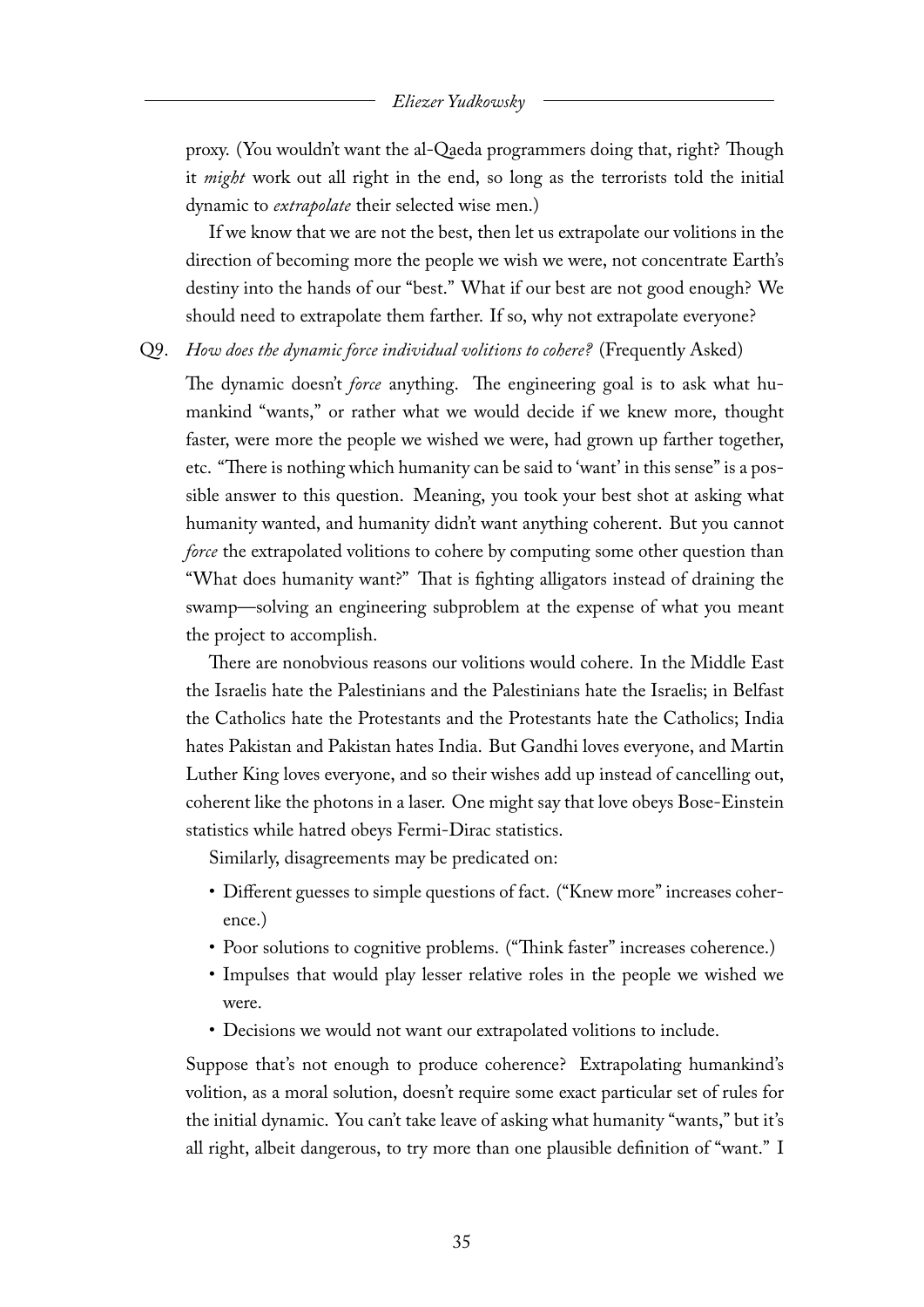proxy. (You wouldn't want the al-Qaeda programmers doing that, right? Though it *might* work out all right in the end, so long as the terrorists told the initial dynamic to *extrapolate* their selected wise men.)

If we know that we are not the best, then let us extrapolate our volitions in the direction of becoming more the people we wish we were, not concentrate Earth's destiny into the hands of our "best." What if our best are not good enough? We should need to extrapolate them farther. If so, why not extrapolate everyone?

Q9. *How does the dynamic force individual volitions to cohere?* (Frequently Asked)

The dynamic doesn't *force* anything. The engineering goal is to ask what humankind "wants," or rather what we would decide if we knew more, thought faster, were more the people we wished we were, had grown up farther together, etc. "There is nothing which humanity can be said to 'want' in this sense" is a possible answer to this question. Meaning, you took your best shot at asking what humanity wanted, and humanity didn't want anything coherent. But you cannot *force* the extrapolated volitions to cohere by computing some other question than "What does humanity want?" That is fighting alligators instead of draining the swamp—solving an engineering subproblem at the expense of what you meant the project to accomplish.

There are nonobvious reasons our volitions would cohere. In the Middle East the Israelis hate the Palestinians and the Palestinians hate the Israelis; in Belfast the Catholics hate the Protestants and the Protestants hate the Catholics; India hates Pakistan and Pakistan hates India. But Gandhi loves everyone, and Martin Luther King loves everyone, and so their wishes add up instead of cancelling out, coherent like the photons in a laser. One might say that love obeys Bose-Einstein statistics while hatred obeys Fermi-Dirac statistics.

Similarly, disagreements may be predicated on:

- Different guesses to simple questions of fact. ("Knew more" increases coherence.)
- Poor solutions to cognitive problems. ("Think faster" increases coherence.)
- Impulses that would play lesser relative roles in the people we wished we were.
- Decisions we would not want our extrapolated volitions to include.

Suppose that's not enough to produce coherence? Extrapolating humankind's volition, as a moral solution, doesn't require some exact particular set of rules for the initial dynamic. You can't take leave of asking what humanity "wants," but it's all right, albeit dangerous, to try more than one plausible definition of "want." I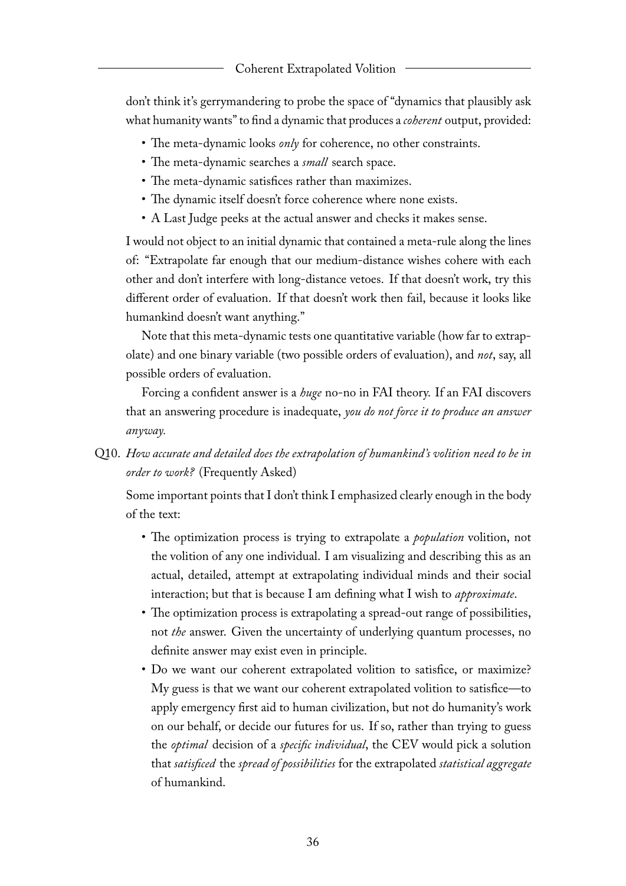don't think it's gerrymandering to probe the space of "dynamics that plausibly ask what humanity wants" to find a dynamic that produces a *coherent* output, provided:

- The meta-dynamic looks *only* for coherence, no other constraints.
- The meta-dynamic searches a *small* search space.
- The meta-dynamic satisfices rather than maximizes.
- The dynamic itself doesn't force coherence where none exists.
- A Last Judge peeks at the actual answer and checks it makes sense.

I would not object to an initial dynamic that contained a meta-rule along the lines of: "Extrapolate far enough that our medium-distance wishes cohere with each other and don't interfere with long-distance vetoes. If that doesn't work, try this different order of evaluation. If that doesn't work then fail, because it looks like humankind doesn't want anything."

Note that this meta-dynamic tests one quantitative variable (how far to extrapolate) and one binary variable (two possible orders of evaluation), and *not*, say, all possible orders of evaluation.

Forcing a confident answer is a *huge* no-no in FAI theory. If an FAI discovers that an answering procedure is inadequate, *you do not force it to produce an answer anyway.*

Q10. *How accurate and detailed does the extrapolation of humankind's volition need to be in order to work?* (Frequently Asked)

Some important points that I don't think I emphasized clearly enough in the body of the text:

- The optimization process is trying to extrapolate a *population* volition, not the volition of any one individual. I am visualizing and describing this as an actual, detailed, attempt at extrapolating individual minds and their social interaction; but that is because I am defining what I wish to *approximate*.
- The optimization process is extrapolating a spread-out range of possibilities, not *the* answer. Given the uncertainty of underlying quantum processes, no definite answer may exist even in principle.
- Do we want our coherent extrapolated volition to satisfice, or maximize? My guess is that we want our coherent extrapolated volition to satisfice—to apply emergency first aid to human civilization, but not do humanity's work on our behalf, or decide our futures for us. If so, rather than trying to guess the *optimal* decision of a *specific individual*, the CEV would pick a solution that *satisficed* the *spread of possibilities* for the extrapolated *statistical aggregate* of humankind.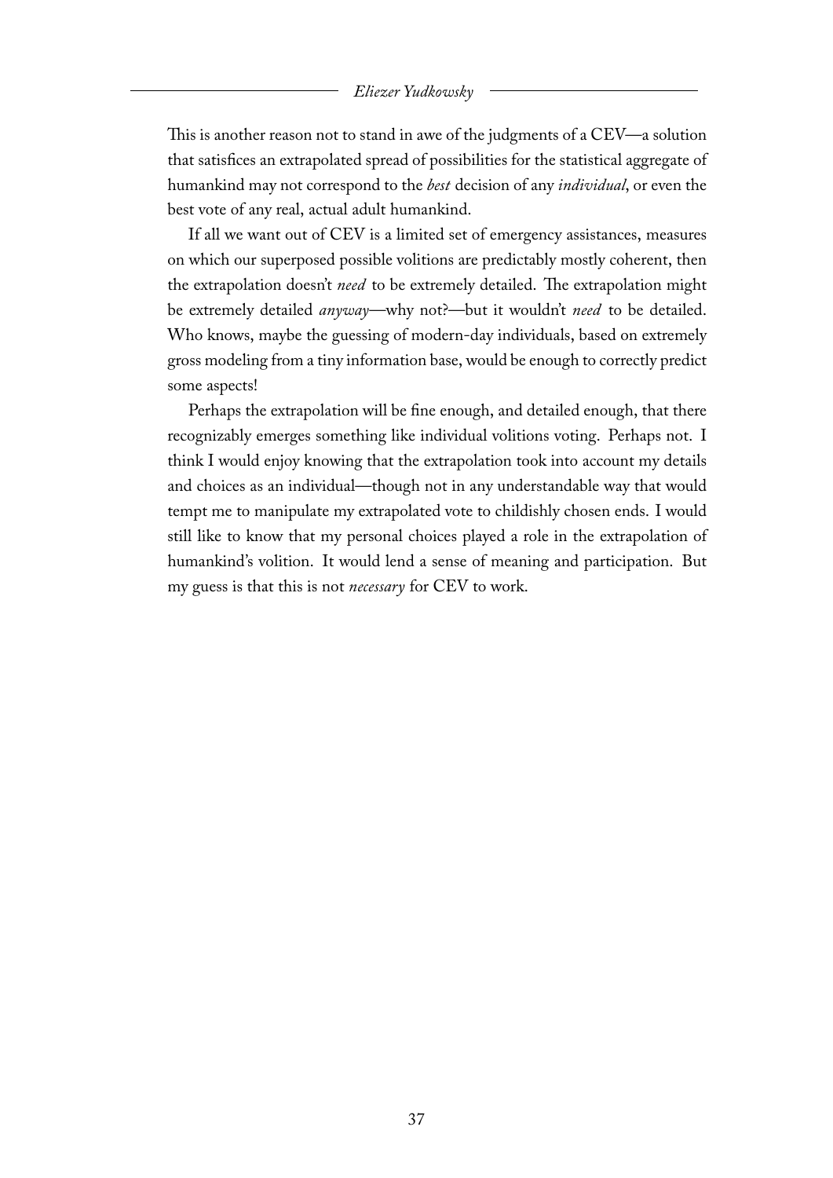This is another reason not to stand in awe of the judgments of a CEV—a solution that satisfices an extrapolated spread of possibilities for the statistical aggregate of humankind may not correspond to the *best* decision of any *individual*, or even the best vote of any real, actual adult humankind.

If all we want out of CEV is a limited set of emergency assistances, measures on which our superposed possible volitions are predictably mostly coherent, then the extrapolation doesn't *need* to be extremely detailed. The extrapolation might be extremely detailed *anyway*—why not?—but it wouldn't *need* to be detailed. Who knows, maybe the guessing of modern-day individuals, based on extremely gross modeling from a tiny information base, would be enough to correctly predict some aspects!

Perhaps the extrapolation will be fine enough, and detailed enough, that there recognizably emerges something like individual volitions voting. Perhaps not. I think I would enjoy knowing that the extrapolation took into account my details and choices as an individual—though not in any understandable way that would tempt me to manipulate my extrapolated vote to childishly chosen ends. I would still like to know that my personal choices played a role in the extrapolation of humankind's volition. It would lend a sense of meaning and participation. But my guess is that this is not *necessary* for CEV to work.